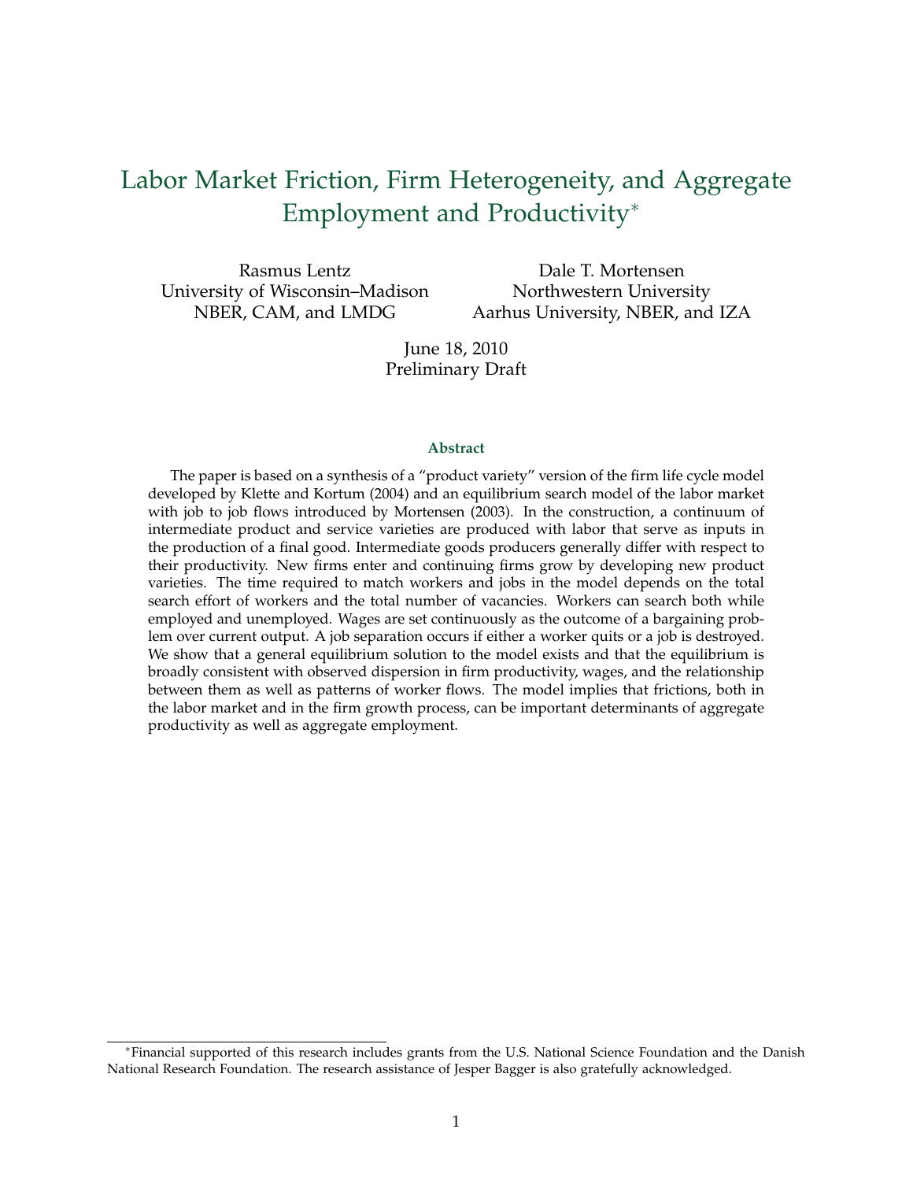# Labor Market Friction, Firm Heterogeneity, and Aggregate Employment and Productivity*

Rasmus Lentz
University of Wisconsin–Madison
NBER, CAM, and LMDG

Dale T. Mortensen
Northwestern University
Aarhus University, NBER, and IZA

June 18, 2010
Preliminary Draft

### Abstract

The paper is based on a synthesis of a "product variety" version of the firm life cycle model developed by Klette and Kortum (2004) and an equilibrium search model of the labor market with job to job flows introduced by Mortensen (2003). In the construction, a continuum of intermediate product and service varieties are produced with labor that serve as inputs in the production of a final good. Intermediate goods producers generally differ with respect to their productivity. New firms enter and continuing firms grow by developing new product varieties. The time required to match workers and jobs in the model depends on the total search effort of workers and the total number of vacancies. Workers can search both while employed and unemployed. Wages are set continuously as the outcome of a bargaining problem over current output. A job separation occurs if either a worker quits or a job is destroyed. We show that a general equilibrium solution to the model exists and that the equilibrium is broadly consistent with observed dispersion in firm productivity, wages, and the relationship between them as well as patterns of worker flows. The model implies that frictions, both in the labor market and in the firm growth process, can be important determinants of aggregate productivity as well as aggregate employment.

---

*Financial supported of this research includes grants from the U.S. National Science Foundation and the Danish National Research Foundation. The research assistance of Jesper Bagger is also gratefully acknowledged.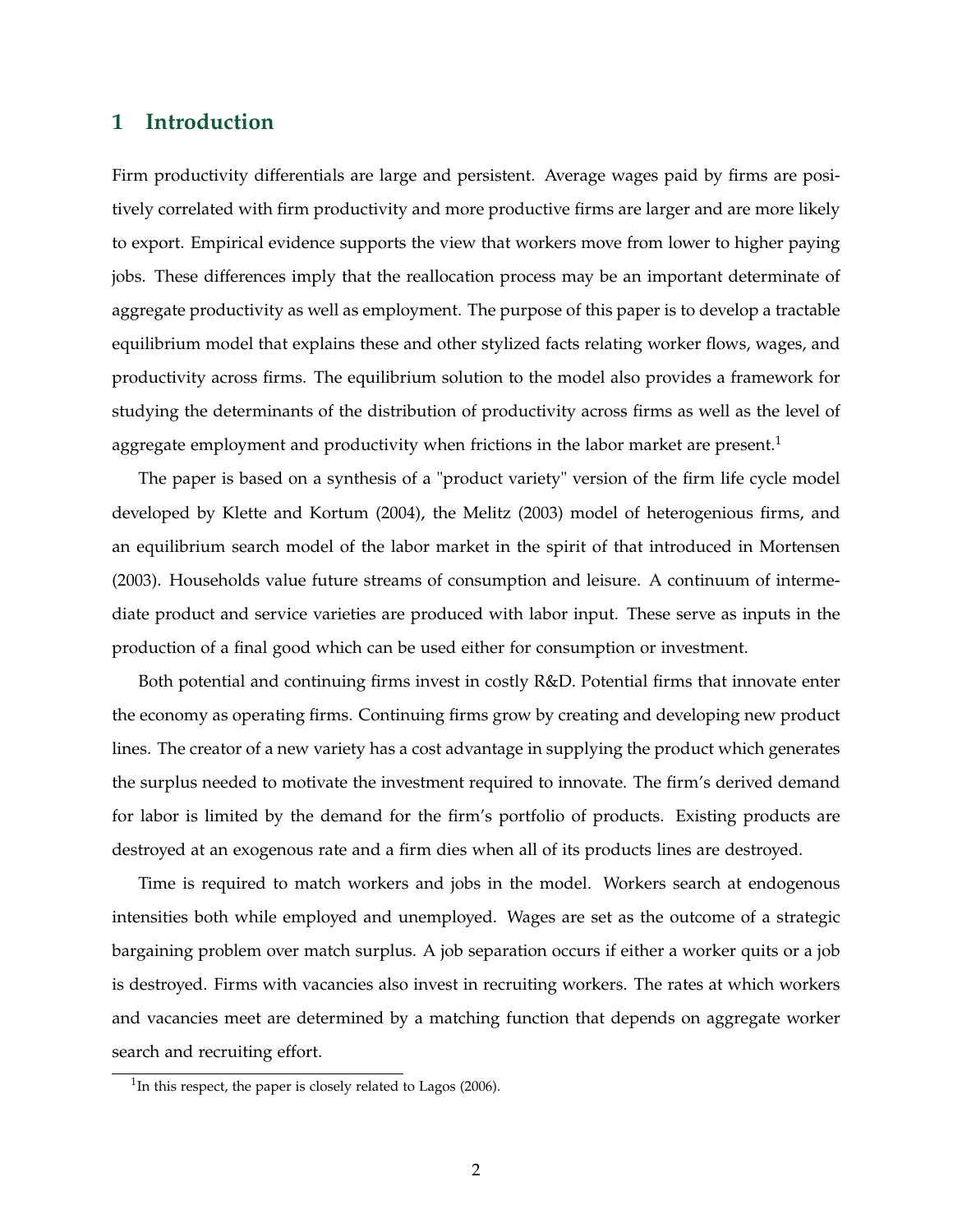# 1 Introduction

Firm productivity differentials are large and persistent. Average wages paid by firms are positively correlated with firm productivity and more productive firms are larger and are more likely to export. Empirical evidence supports the view that workers move from lower to higher paying jobs. These differences imply that the reallocation process may be an important determinate of aggregate productivity as well as employment. The purpose of this paper is to develop a tractable equilibrium model that explains these and other stylized facts relating worker flows, wages, and productivity across firms. The equilibrium solution to the model also provides a framework for studying the determinants of the distribution of productivity across firms as well as the level of aggregate employment and productivity when frictions in the labor market are present.[1]

The paper is based on a synthesis of a "product variety" version of the firm life cycle model developed by Klette and Kortum (2004), the Melitz (2003) model of heterogenious firms, and an equilibrium search model of the labor market in the spirit of that introduced in Mortensen (2003). Households value future streams of consumption and leisure. A continuum of intermediate product and service varieties are produced with labor input. These serve as inputs in the production of a final good which can be used either for consumption or investment.

Both potential and continuing firms invest in costly R&D. Potential firms that innovate enter the economy as operating firms. Continuing firms grow by creating and developing new product lines. The creator of a new variety has a cost advantage in supplying the product which generates the surplus needed to motivate the investment required to innovate. The firm's derived demand for labor is limited by the demand for the firm's portfolio of products. Existing products are destroyed at an exogenous rate and a firm dies when all of its products lines are destroyed.

Time is required to match workers and jobs in the model. Workers search at endogenous intensities both while employed and unemployed. Wages are set as the outcome of a strategic bargaining problem over match surplus. A job separation occurs if either a worker quits or a job is destroyed. Firms with vacancies also invest in recruiting workers. The rates at which workers and vacancies meet are determined by a matching function that depends on aggregate worker search and recruiting effort.

[1] In this respect, the paper is closely related to Lagos (2006).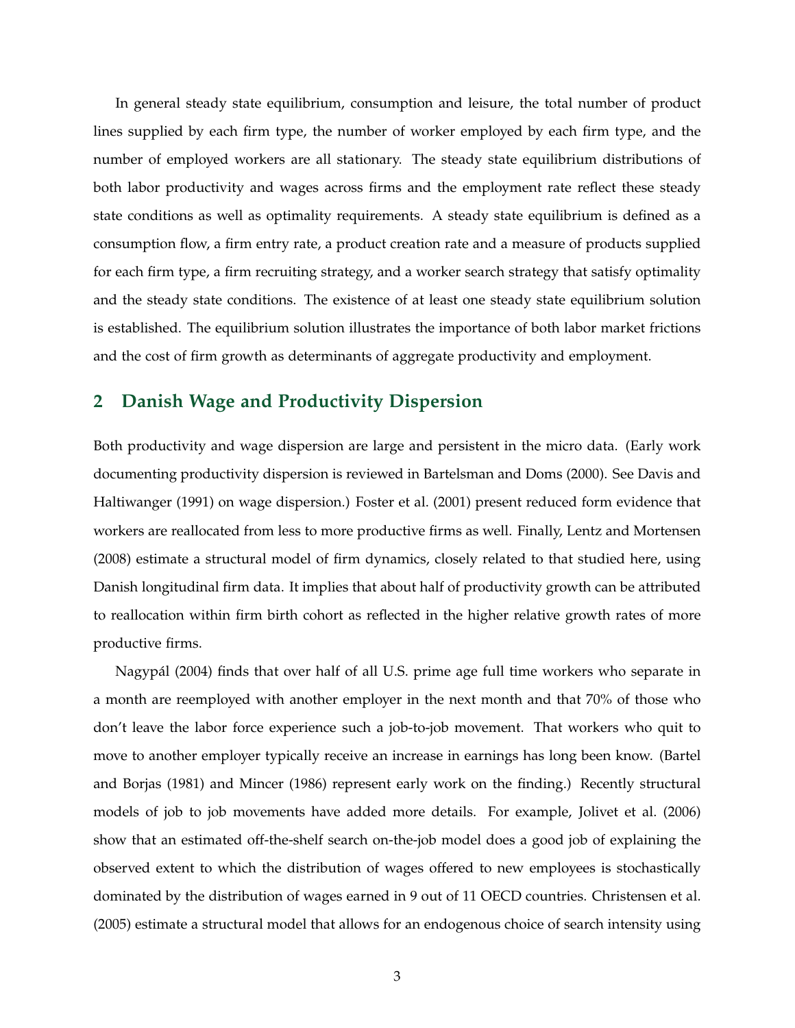In general steady state equilibrium, consumption and leisure, the total number of product lines supplied by each firm type, the number of worker employed by each firm type, and the number of employed workers are all stationary. The steady state equilibrium distributions of both labor productivity and wages across firms and the employment rate reflect these steady state conditions as well as optimality requirements. A steady state equilibrium is defined as a consumption flow, a firm entry rate, a product creation rate and a measure of products supplied for each firm type, a firm recruiting strategy, and a worker search strategy that satisfy optimality and the steady state conditions. The existence of at least one steady state equilibrium solution is established. The equilibrium solution illustrates the importance of both labor market frictions and the cost of firm growth as determinants of aggregate productivity and employment.

## 2 Danish Wage and Productivity Dispersion

Both productivity and wage dispersion are large and persistent in the micro data. (Early work documenting productivity dispersion is reviewed in Bartelsman and Doms (2000). See Davis and Haltiwanger (1991) on wage dispersion.) Foster et al. (2001) present reduced form evidence that workers are reallocated from less to more productive firms as well. Finally, Lentz and Mortensen (2008) estimate a structural model of firm dynamics, closely related to that studied here, using Danish longitudinal firm data. It implies that about half of productivity growth can be attributed to reallocation within firm birth cohort as reflected in the higher relative growth rates of more productive firms.

Nagypál (2004) finds that over half of all U.S. prime age full time workers who separate in a month are reemployed with another employer in the next month and that 70% of those who don't leave the labor force experience such a job-to-job movement. That workers who quit to move to another employer typically receive an increase in earnings has long been know. (Bartel and Borjas (1981) and Mincer (1986) represent early work on the finding.) Recently structural models of job to job movements have added more details. For example, Jolivet et al. (2006) show that an estimated off-the-shelf search on-the-job model does a good job of explaining the observed extent to which the distribution of wages offered to new employees is stochastically dominated by the distribution of wages earned in 9 out of 11 OECD countries. Christensen et al. (2005) estimate a structural model that allows for an endogenous choice of search intensity using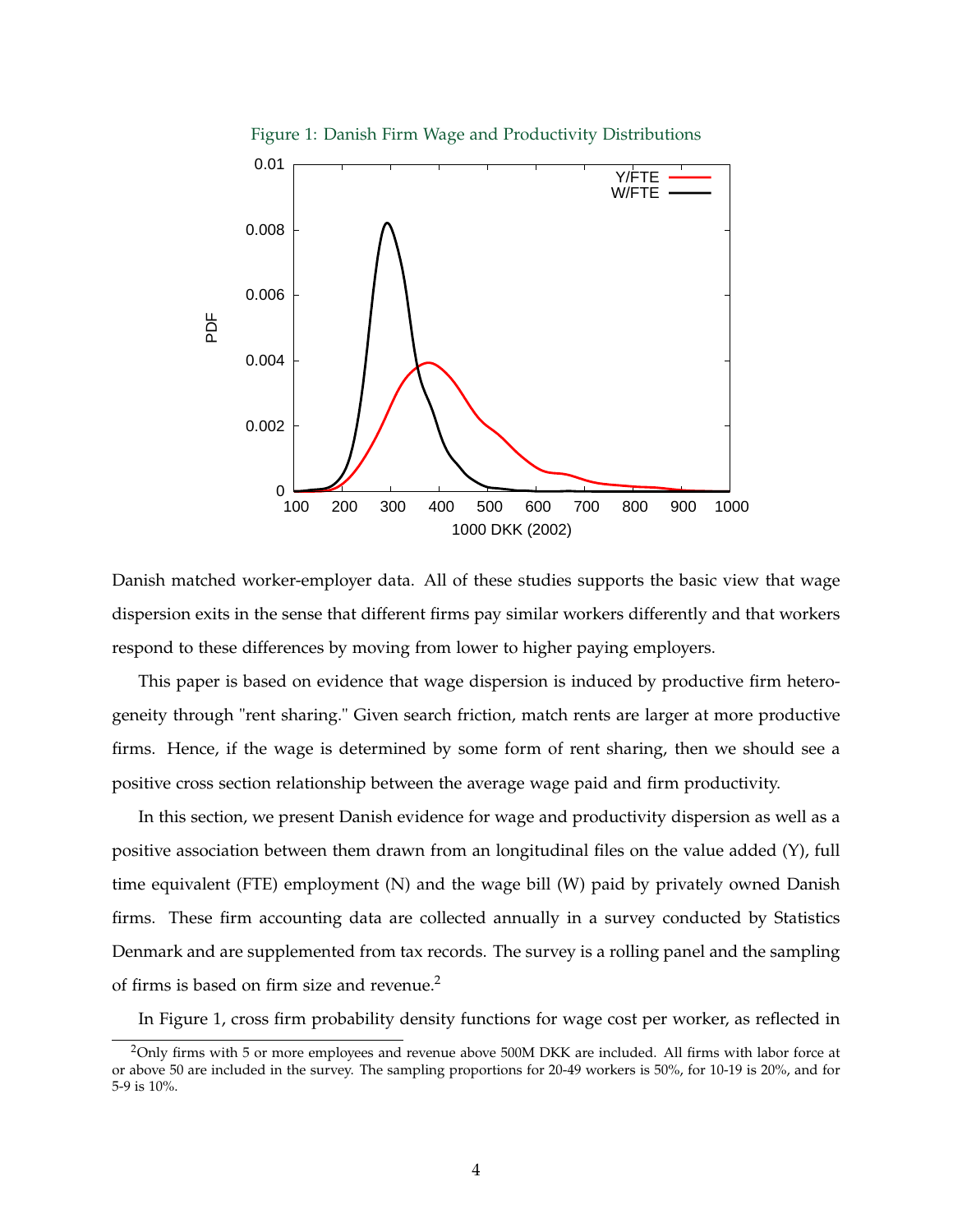Figure 1: Danish Firm Wage and Productivity Distributions

Danish matched worker-employer data. All of these studies supports the basic view that wage dispersion exits in the sense that different firms pay similar workers differently and that workers respond to these differences by moving from lower to higher paying employers.

This paper is based on evidence that wage dispersion is induced by productive firm heterogeneity through "rent sharing." Given search friction, match rents are larger at more productive firms. Hence, if the wage is determined by some form of rent sharing, then we should see a positive cross section relationship between the average wage paid and firm productivity.

In this section, we present Danish evidence for wage and productivity dispersion as well as a positive association between them drawn from an longitudinal files on the value added (Y), full time equivalent (FTE) employment (N) and the wage bill (W) paid by privately owned Danish firms. These firm accounting data are collected annually in a survey conducted by Statistics Denmark and are supplemented from tax records. The survey is a rolling panel and the sampling of firms is based on firm size and revenue.[2]

In Figure 1, cross firm probability density functions for wage cost per worker, as reflected in

[2]Only firms with 5 or more employees and revenue above 500M DKK are included. All firms with labor force at or above 50 are included in the survey. The sampling proportions for 20-49 workers is 50%, for 10-19 is 20%, and for 5-9 is 10%.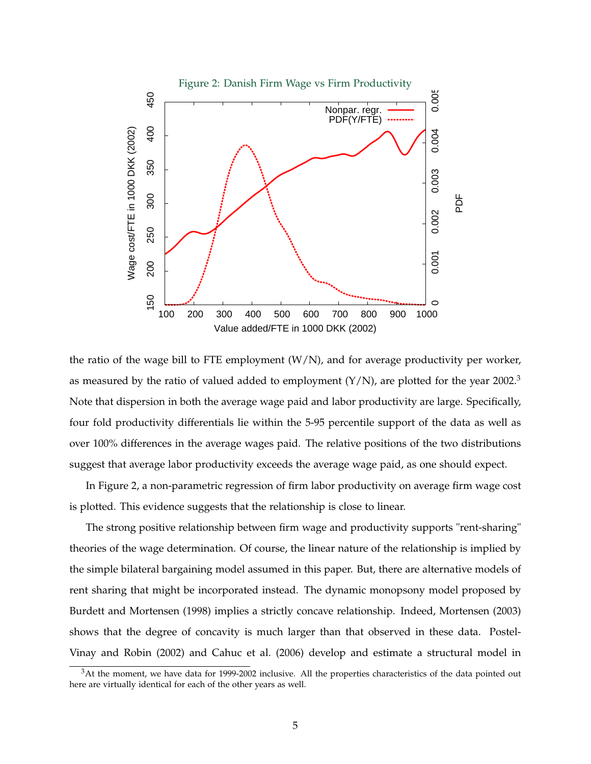Figure 2: Danish Firm Wage vs Firm Productivity

the ratio of the wage bill to FTE employment (W/N), and for average productivity per worker, as measured by the ratio of valued added to employment (Y/N), are plotted for the year 2002.[3] Note that dispersion in both the average wage paid and labor productivity are large. Specifically, four fold productivity differentials lie within the 5-95 percentile support of the data as well as over 100% differences in the average wages paid. The relative positions of the two distributions suggest that average labor productivity exceeds the average wage paid, as one should expect.

In Figure 2, a non-parametric regression of firm labor productivity on average firm wage cost is plotted. This evidence suggests that the relationship is close to linear.

The strong positive relationship between firm wage and productivity supports "rent-sharing" theories of the wage determination. Of course, the linear nature of the relationship is implied by the simple bilateral bargaining model assumed in this paper. But, there are alternative models of rent sharing that might be incorporated instead. The dynamic monopsony model proposed by Burdett and Mortensen (1998) implies a strictly concave relationship. Indeed, Mortensen (2003) shows that the degree of concavity is much larger than that observed in these data. Postel-Vinay and Robin (2002) and Cahuc et al. (2006) develop and estimate a structural model in

[3] At the moment, we have data for 1999-2002 inclusive. All the properties characteristics of the data pointed out here are virtually identical for each of the other years as well.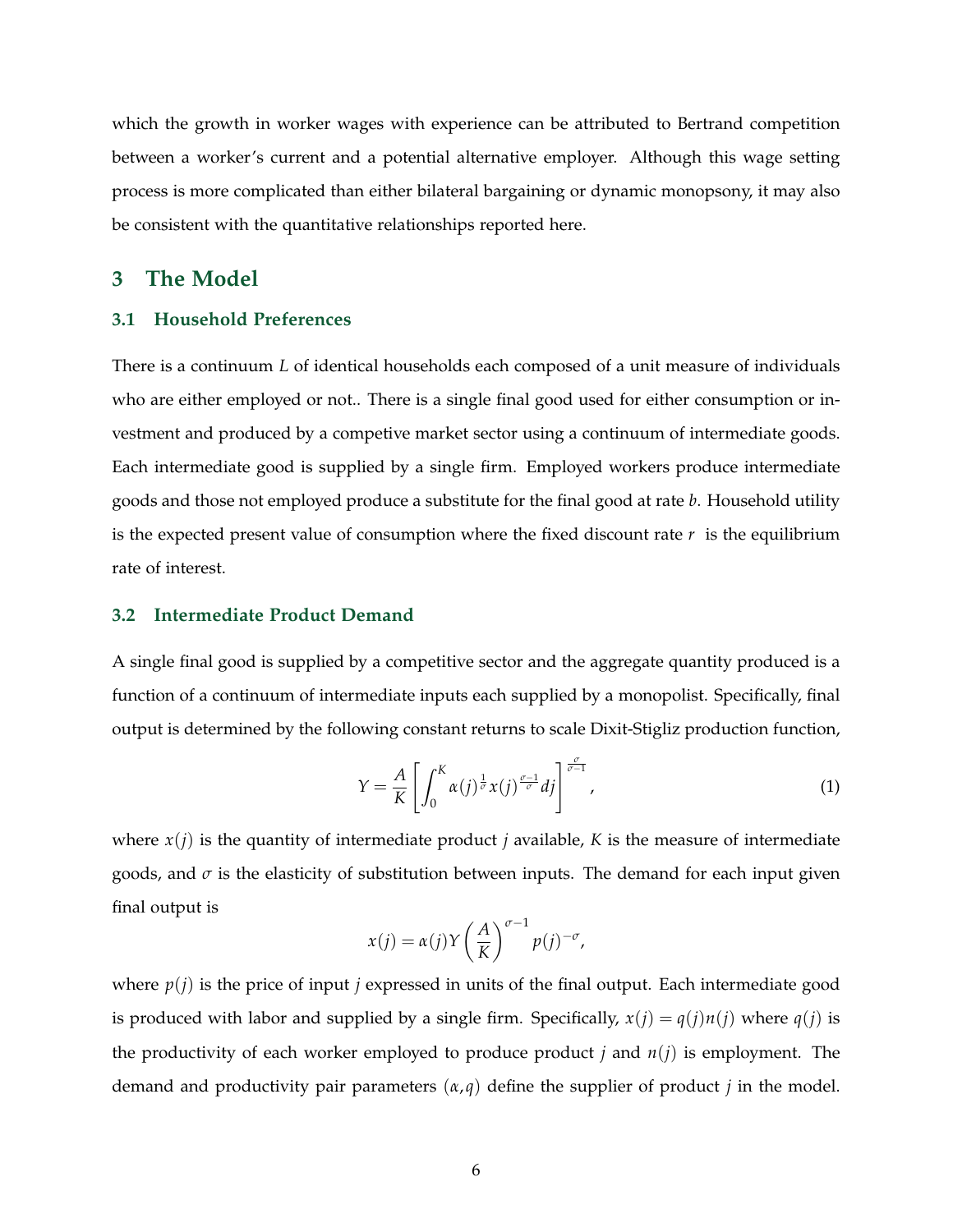which the growth in worker wages with experience can be attributed to Bertrand competition between a worker's current and a potential alternative employer. Although this wage setting process is more complicated than either bilateral bargaining or dynamic monopsony, it may also be consistent with the quantitative relationships reported here.

## 3 The Model

### 3.1 Household Preferences

There is a continuum $L$ of identical households each composed of a unit measure of individuals who are either employed or not.. There is a single final good used for either consumption or investment and produced by a competive market sector using a continuum of intermediate goods. Each intermediate good is supplied by a single firm. Employed workers produce intermediate goods and those not employed produce a substitute for the final good at rate $b$. Household utility is the expected present value of consumption where the fixed discount rate $r$ is the equilibrium rate of interest.

### 3.2 Intermediate Product Demand

A single final good is supplied by a competitive sector and the aggregate quantity produced is a function of a continuum of intermediate inputs each supplied by a monopolist. Specifically, final output is determined by the following constant returns to scale Dixit-Stigliz production function,

$$Y = \frac{A}{K}\left[\int_0^K \alpha(j)^{\frac{1}{\sigma}} x(j)^{\frac{\sigma-1}{\sigma}} dj\right]^{\frac{\sigma}{\sigma-1}}, \tag{1}$$

where $x(j)$ is the quantity of intermediate product $j$ available, $K$ is the measure of intermediate goods, and $\sigma$ is the elasticity of substitution between inputs. The demand for each input given final output is

$$x(j) = \alpha(j) Y \left(\frac{A}{K}\right)^{\sigma-1} p(j)^{-\sigma},$$

where $p(j)$ is the price of input $j$ expressed in units of the final output. Each intermediate good is produced with labor and supplied by a single firm. Specifically, $x(j) = q(j)n(j)$ where $q(j)$ is the productivity of each worker employed to produce product $j$ and $n(j)$ is employment. The demand and productivity pair parameters $(\alpha, q)$ define the supplier of product $j$ in the model.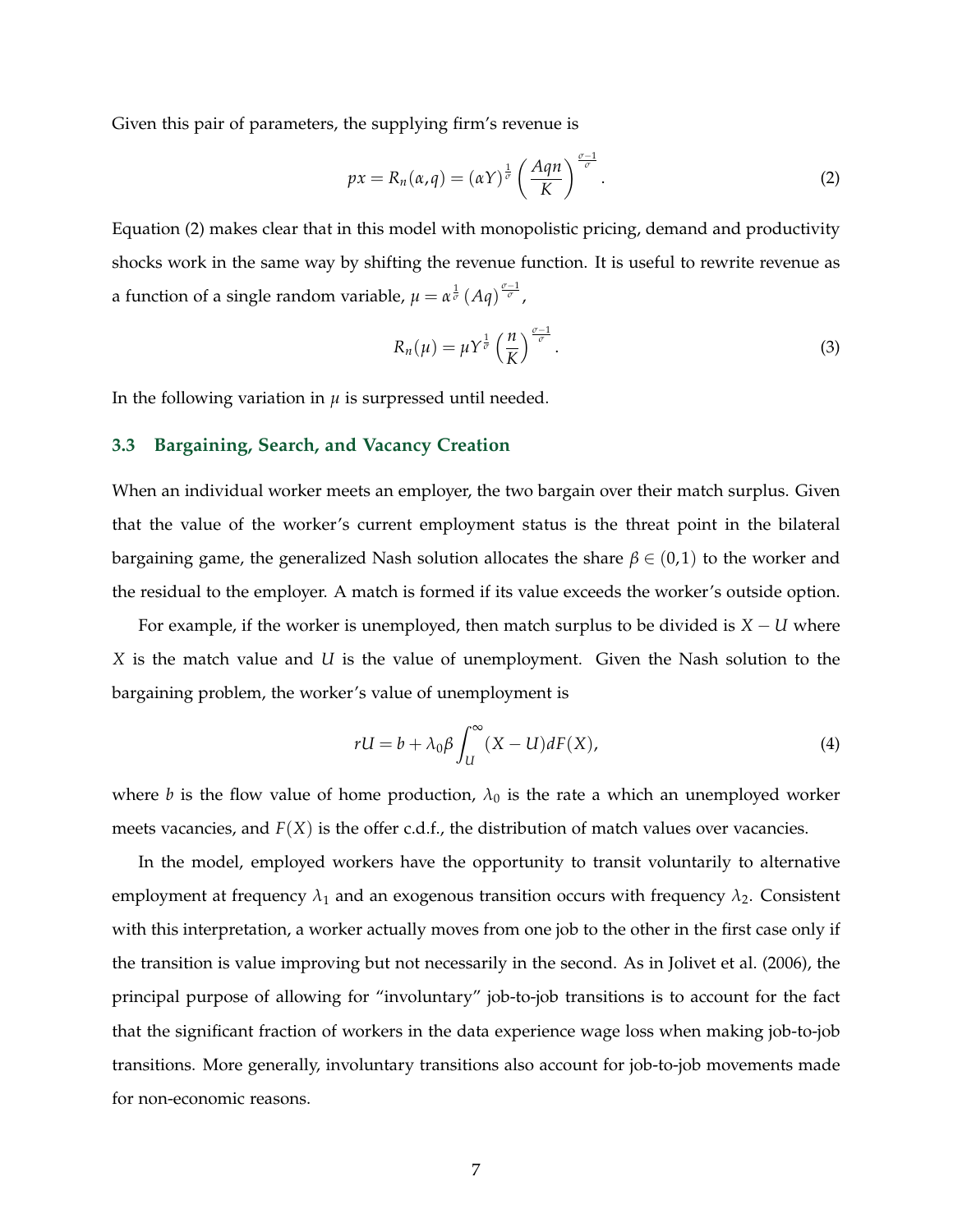Given this pair of parameters, the supplying firm's revenue is

$$px = R_n(\alpha, q) = (\alpha Y)^{\frac{1}{\sigma}} \left( \frac{Aqn}{K} \right)^{\frac{\sigma-1}{\sigma}}. \tag{2}$$

Equation (2) makes clear that in this model with monopolistic pricing, demand and productivity shocks work in the same way by shifting the revenue function. It is useful to rewrite revenue as a function of a single random variable, $\mu = \alpha^{\frac{1}{\sigma}} (Aq)^{\frac{\sigma-1}{\sigma}}$,

$$R_n(\mu) = \mu Y^{\frac{1}{\sigma}} \left( \frac{n}{K} \right)^{\frac{\sigma-1}{\sigma}}. \tag{3}$$

In the following variation in $\mu$ is surpressed until needed.

### 3.3 Bargaining, Search, and Vacancy Creation

When an individual worker meets an employer, the two bargain over their match surplus. Given that the value of the worker's current employment status is the threat point in the bilateral bargaining game, the generalized Nash solution allocates the share $\beta \in (0, 1)$ to the worker and the residual to the employer. A match is formed if its value exceeds the worker's outside option.

For example, if the worker is unemployed, then match surplus to be divided is $X - U$ where $X$ is the match value and $U$ is the value of unemployment. Given the Nash solution to the bargaining problem, the worker's value of unemployment is

$$rU = b + \lambda_0 \beta \int_U^{\infty} (X - U) dF(X), \tag{4}$$

where $b$ is the flow value of home production, $\lambda_0$ is the rate a which an unemployed worker meets vacancies, and $F(X)$ is the offer c.d.f., the distribution of match values over vacancies.

In the model, employed workers have the opportunity to transit voluntarily to alternative employment at frequency $\lambda_1$ and an exogenous transition occurs with frequency $\lambda_2$. Consistent with this interpretation, a worker actually moves from one job to the other in the first case only if the transition is value improving but not necessarily in the second. As in Jolivet et al. (2006), the principal purpose of allowing for "involuntary" job-to-job transitions is to account for the fact that the significant fraction of workers in the data experience wage loss when making job-to-job transitions. More generally, involuntary transitions also account for job-to-job movements made for non-economic reasons.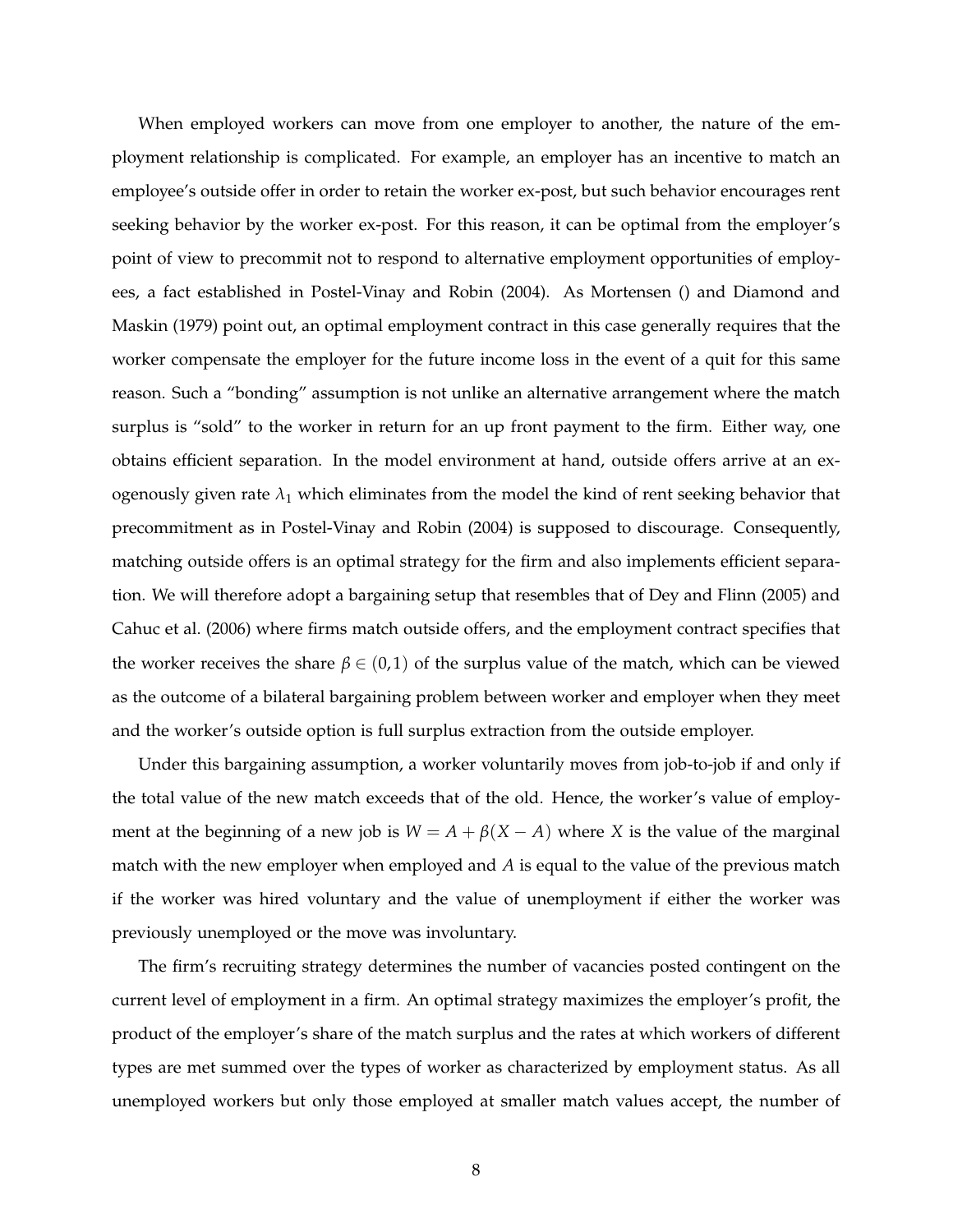When employed workers can move from one employer to another, the nature of the employment relationship is complicated. For example, an employer has an incentive to match an employee's outside offer in order to retain the worker ex-post, but such behavior encourages rent seeking behavior by the worker ex-post. For this reason, it can be optimal from the employer's point of view to precommit not to respond to alternative employment opportunities of employees, a fact established in Postel-Vinay and Robin (2004). As Mortensen () and Diamond and Maskin (1979) point out, an optimal employment contract in this case generally requires that the worker compensate the employer for the future income loss in the event of a quit for this same reason. Such a "bonding" assumption is not unlike an alternative arrangement where the match surplus is "sold" to the worker in return for an up front payment to the firm. Either way, one obtains efficient separation. In the model environment at hand, outside offers arrive at an exogenously given rate $\lambda_1$ which eliminates from the model the kind of rent seeking behavior that precommitment as in Postel-Vinay and Robin (2004) is supposed to discourage. Consequently, matching outside offers is an optimal strategy for the firm and also implements efficient separation. We will therefore adopt a bargaining setup that resembles that of Dey and Flinn (2005) and Cahuc et al. (2006) where firms match outside offers, and the employment contract specifies that the worker receives the share $\beta \in (0,1)$ of the surplus value of the match, which can be viewed as the outcome of a bilateral bargaining problem between worker and employer when they meet and the worker's outside option is full surplus extraction from the outside employer.

Under this bargaining assumption, a worker voluntarily moves from job-to-job if and only if the total value of the new match exceeds that of the old. Hence, the worker's value of employment at the beginning of a new job is $W = A + \beta(X - A)$ where $X$ is the value of the marginal match with the new employer when employed and $A$ is equal to the value of the previous match if the worker was hired voluntary and the value of unemployment if either the worker was previously unemployed or the move was involuntary.

The firm's recruiting strategy determines the number of vacancies posted contingent on the current level of employment in a firm. An optimal strategy maximizes the employer's profit, the product of the employer's share of the match surplus and the rates at which workers of different types are met summed over the types of worker as characterized by employment status. As all unemployed workers but only those employed at smaller match values accept, the number of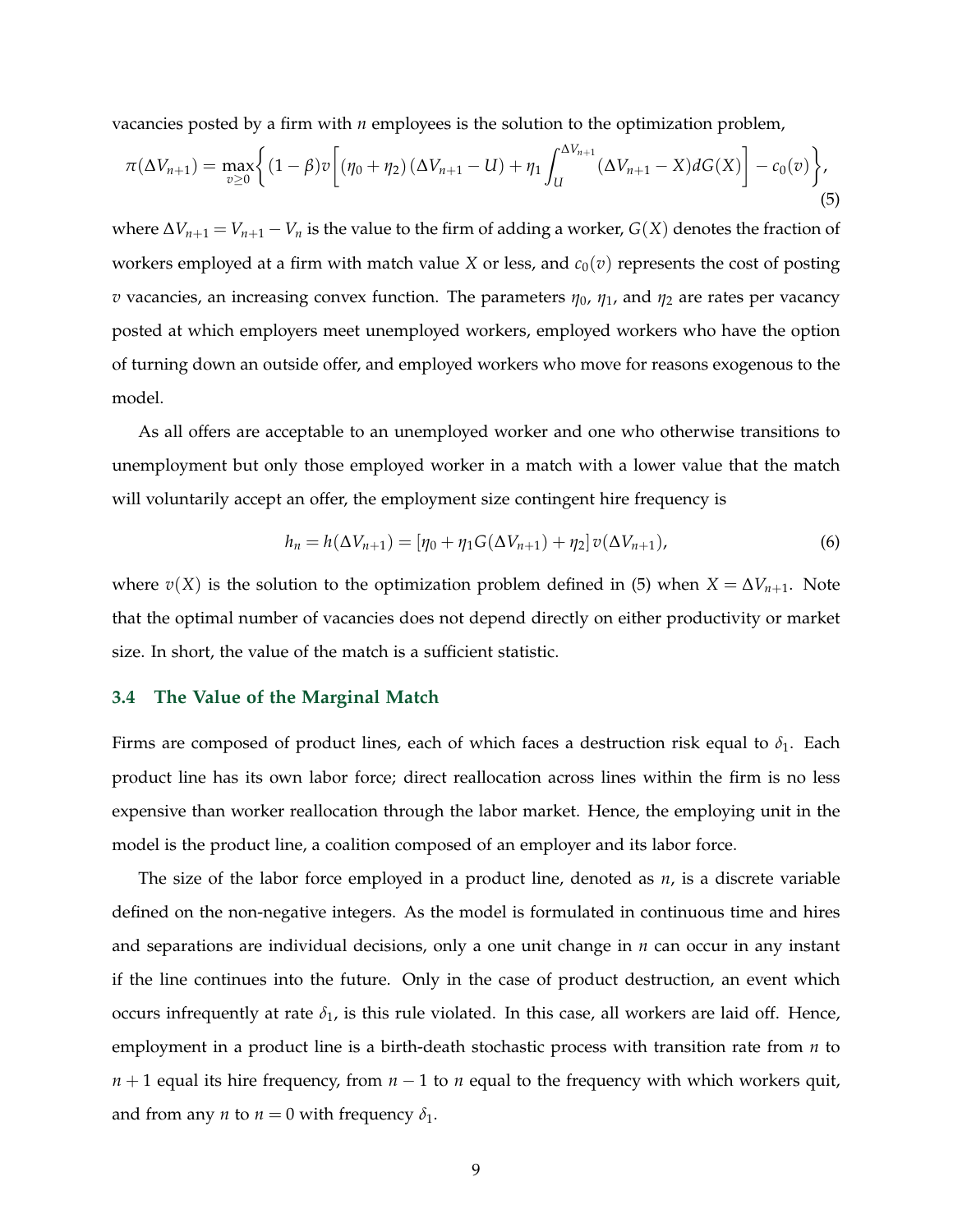vacancies posted by a firm with $n$ employees is the solution to the optimization problem,

$$\pi(\Delta V_{n+1}) = \max_{v \geq 0} \left\{ (1-\beta) v \left[ (\eta_0 + \eta_2)(\Delta V_{n+1} - U) + \eta_1 \int_U^{\Delta V_{n+1}} (\Delta V_{n+1} - X) dG(X) \right] - c_0(v) \right\}, \tag{5}$$

where $\Delta V_{n+1} = V_{n+1} - V_n$ is the value to the firm of adding a worker, $G(X)$ denotes the fraction of workers employed at a firm with match value $X$ or less, and $c_0(v)$ represents the cost of posting $v$ vacancies, an increasing convex function. The parameters $\eta_0$, $\eta_1$, and $\eta_2$ are rates per vacancy posted at which employers meet unemployed workers, employed workers who have the option of turning down an outside offer, and employed workers who move for reasons exogenous to the model.

As all offers are acceptable to an unemployed worker and one who otherwise transitions to unemployment but only those employed worker in a match with a lower value that the match will voluntarily accept an offer, the employment size contingent hire frequency is

$$h_n = h(\Delta V_{n+1}) = [\eta_0 + \eta_1 G(\Delta V_{n+1}) + \eta_2] \, v(\Delta V_{n+1}), \tag{6}$$

where $v(X)$ is the solution to the optimization problem defined in (5) when $X = \Delta V_{n+1}$. Note that the optimal number of vacancies does not depend directly on either productivity or market size. In short, the value of the match is a sufficient statistic.

### 3.4 The Value of the Marginal Match

Firms are composed of product lines, each of which faces a destruction risk equal to $\delta_1$. Each product line has its own labor force; direct reallocation across lines within the firm is no less expensive than worker reallocation through the labor market. Hence, the employing unit in the model is the product line, a coalition composed of an employer and its labor force.

The size of the labor force employed in a product line, denoted as $n$, is a discrete variable defined on the non-negative integers. As the model is formulated in continuous time and hires and separations are individual decisions, only a one unit change in $n$ can occur in any instant if the line continues into the future. Only in the case of product destruction, an event which occurs infrequently at rate $\delta_1$, is this rule violated. In this case, all workers are laid off. Hence, employment in a product line is a birth-death stochastic process with transition rate from $n$ to $n+1$ equal its hire frequency, from $n-1$ to $n$ equal to the frequency with which workers quit, and from any $n$ to $n = 0$ with frequency $\delta_1$.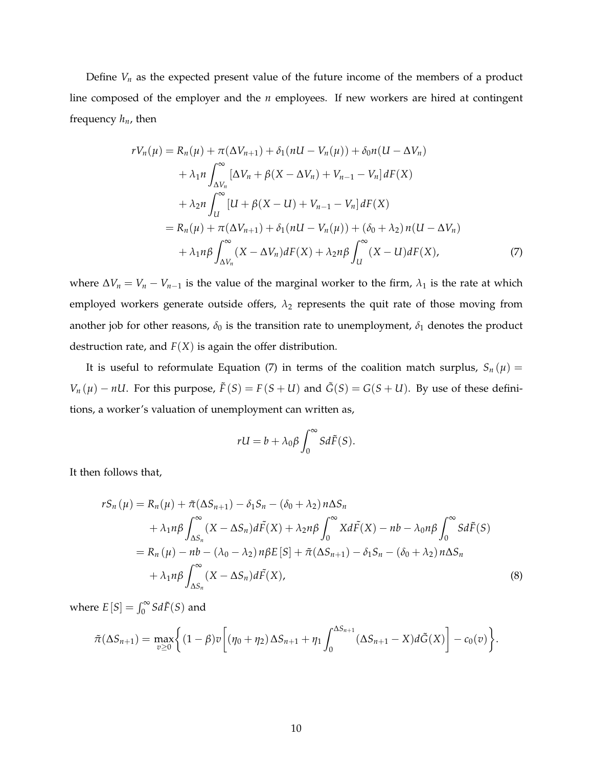Define $V_n$ as the expected present value of the future income of the members of a product line composed of the employer and the $n$ employees. If new workers are hired at contingent frequency $h_n$, then

$$
\begin{aligned}
rV_n(\mu) &= R_n(\mu) + \pi(\Delta V_{n+1}) + \delta_1(nU - V_n(\mu)) + \delta_0 n(U - \Delta V_n) \\
&\quad + \lambda_1 n \int_{\Delta V_n}^{\infty} [\Delta V_n + \beta(X - \Delta V_n) + V_{n-1} - V_n]\, dF(X) \\
&\quad + \lambda_2 n \int_{U}^{\infty} [U + \beta(X - U) + V_{n-1} - V_n]\, dF(X) \\
&= R_n(\mu) + \pi(\Delta V_{n+1}) + \delta_1(nU - V_n(\mu)) + (\delta_0 + \lambda_2)\, n(U - \Delta V_n) \\
&\quad + \lambda_1 n\beta \int_{\Delta V_n}^{\infty} (X - \Delta V_n) dF(X) + \lambda_2 n\beta \int_{U}^{\infty} (X - U) dF(X),
\end{aligned} \tag{7}
$$

where $\Delta V_n = V_n - V_{n-1}$ is the value of the marginal worker to the firm, $\lambda_1$ is the rate at which employed workers generate outside offers, $\lambda_2$ represents the quit rate of those moving from another job for other reasons, $\delta_0$ is the transition rate to unemployment, $\delta_1$ denotes the product destruction rate, and $F(X)$ is again the offer distribution.

It is useful to reformulate Equation (7) in terms of the coalition match surplus, $S_n(\mu) = V_n(\mu) - nU$. For this purpose, $\tilde{F}(S) = F(S + U)$ and $\tilde{G}(S) = G(S + U)$. By use of these definitions, a worker's valuation of unemployment can written as,

$$
rU = b + \lambda_0 \beta \int_0^{\infty} S d\tilde{F}(S).
$$

It then follows that,

$$
\begin{aligned}
rS_n(\mu) &= R_n(\mu) + \tilde{\pi}(\Delta S_{n+1}) - \delta_1 S_n - (\delta_0 + \lambda_2)\, n\Delta S_n \\
&\quad + \lambda_1 n\beta \int_{\Delta S_n}^{\infty} (X - \Delta S_n) d\tilde{F}(X) + \lambda_2 n\beta \int_0^{\infty} X d\tilde{F}(X) - nb - \lambda_0 n\beta \int_0^{\infty} S d\tilde{F}(S) \\
&= R_n(\mu) - nb - (\lambda_0 - \lambda_2)\, n\beta E[S] + \tilde{\pi}(\Delta S_{n+1}) - \delta_1 S_n - (\delta_0 + \lambda_2)\, n\Delta S_n \\
&\quad + \lambda_1 n\beta \int_{\Delta S_n}^{\infty} (X - \Delta S_n) d\tilde{F}(X),
\end{aligned} \tag{8}
$$

where $E[S] = \int_0^{\infty} S d\tilde{F}(S)$ and

$$
\tilde{\pi}(\Delta S_{n+1}) = \max_{v \geq 0} \left\{ (1 - \beta) v \left[ (\eta_0 + \eta_2)\, \Delta S_{n+1} + \eta_1 \int_0^{\Delta S_{n+1}} (\Delta S_{n+1} - X) d\tilde{G}(X) \right] - c_0(v) \right\}.
$$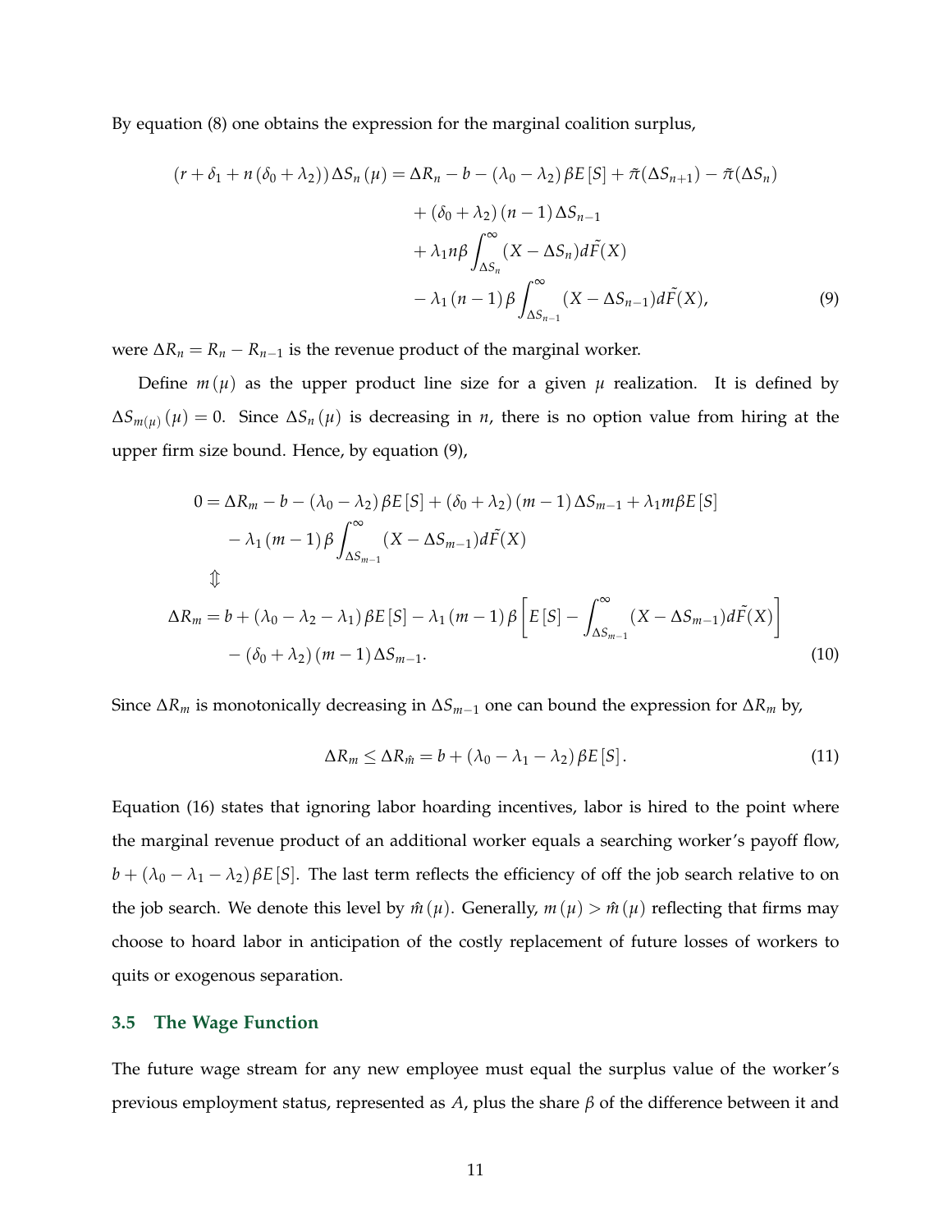By equation (8) one obtains the expression for the marginal coalition surplus,

$$
\begin{aligned}
(r+\delta_1+n(\delta_0+\lambda_2))\,\Delta S_n(\mu) = {} & \Delta R_n - b - (\lambda_0-\lambda_2)\beta E[S] + \tilde{\pi}(\Delta S_{n+1}) - \tilde{\pi}(\Delta S_n) \\
& + (\delta_0+\lambda_2)(n-1)\Delta S_{n-1} \\
& + \lambda_1 n \beta \int_{\Delta S_n}^{\infty} (X-\Delta S_n) d\tilde{F}(X) \\
& - \lambda_1 (n-1)\beta \int_{\Delta S_{n-1}}^{\infty} (X-\Delta S_{n-1}) d\tilde{F}(X),
\end{aligned} \tag{9}
$$

were $\Delta R_n = R_n - R_{n-1}$ is the revenue product of the marginal worker.

Define $m(\mu)$ as the upper product line size for a given $\mu$ realization. It is defined by $\Delta S_{m(\mu)}(\mu) = 0$. Since $\Delta S_n(\mu)$ is decreasing in $n$, there is no option value from hiring at the upper firm size bound. Hence, by equation (9),

$$
\begin{aligned}
0 = {} & \Delta R_m - b - (\lambda_0-\lambda_2)\beta E[S] + (\delta_0+\lambda_2)(m-1)\Delta S_{m-1} + \lambda_1 m \beta E[S] \\
& - \lambda_1 (m-1)\beta \int_{\Delta S_{m-1}}^{\infty} (X-\Delta S_{m-1}) d\tilde{F}(X) \\
& \Updownarrow \\
\Delta R_m = {} & b + (\lambda_0-\lambda_2-\lambda_1)\beta E[S] - \lambda_1(m-1)\beta \left[ E[S] - \int_{\Delta S_{m-1}}^{\infty} (X-\Delta S_{m-1}) d\tilde{F}(X) \right] \\
& - (\delta_0+\lambda_2)(m-1)\Delta S_{m-1}.
\end{aligned} \tag{10}
$$

Since $\Delta R_m$ is monotonically decreasing in $\Delta S_{m-1}$ one can bound the expression for $\Delta R_m$ by,

$$
\Delta R_m \leq \Delta R_{\hat{m}} = b + (\lambda_0-\lambda_1-\lambda_2)\beta E[S]. \tag{11}
$$

Equation (16) states that ignoring labor hoarding incentives, labor is hired to the point where the marginal revenue product of an additional worker equals a searching worker's payoff flow, $b + (\lambda_0-\lambda_1-\lambda_2)\beta E[S]$. The last term reflects the efficiency of off the job search relative to on the job search. We denote this level by $\hat{m}(\mu)$. Generally, $m(\mu) > \hat{m}(\mu)$ reflecting that firms may choose to hoard labor in anticipation of the costly replacement of future losses of workers to quits or exogenous separation.

### 3.5 The Wage Function

The future wage stream for any new employee must equal the surplus value of the worker's previous employment status, represented as $A$, plus the share $\beta$ of the difference between it and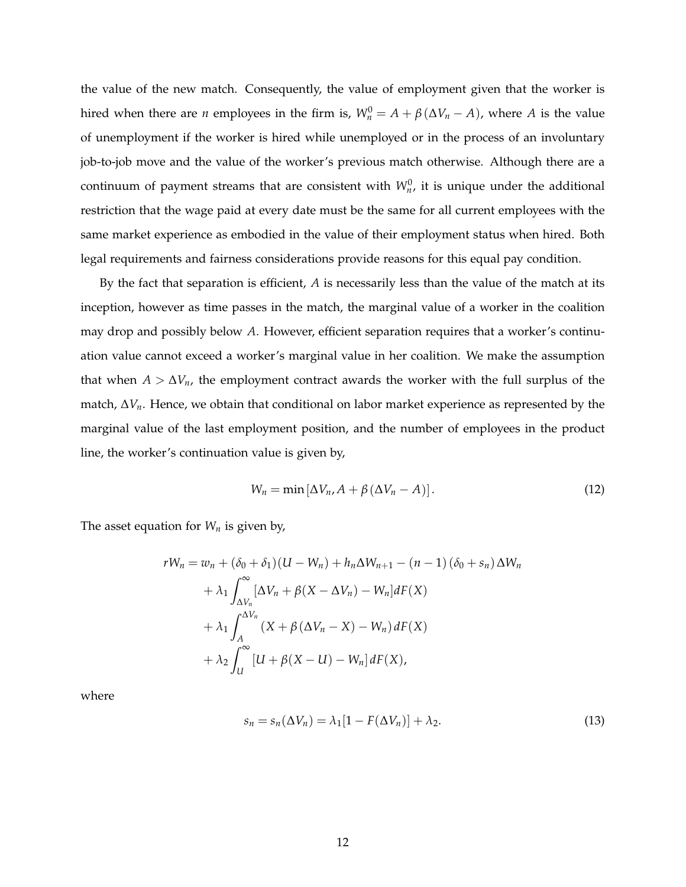the value of the new match. Consequently, the value of employment given that the worker is hired when there are $n$ employees in the firm is, $W_n^0 = A + \beta(\Delta V_n - A)$, where $A$ is the value of unemployment if the worker is hired while unemployed or in the process of an involuntary job-to-job move and the value of the worker's previous match otherwise. Although there are a continuum of payment streams that are consistent with $W_n^0$, it is unique under the additional restriction that the wage paid at every date must be the same for all current employees with the same market experience as embodied in the value of their employment status when hired. Both legal requirements and fairness considerations provide reasons for this equal pay condition.

By the fact that separation is efficient, $A$ is necessarily less than the value of the match at its inception, however as time passes in the match, the marginal value of a worker in the coalition may drop and possibly below $A$. However, efficient separation requires that a worker's continuation value cannot exceed a worker's marginal value in her coalition. We make the assumption that when $A > \Delta V_n$, the employment contract awards the worker with the full surplus of the match, $\Delta V_n$. Hence, we obtain that conditional on labor market experience as represented by the marginal value of the last employment position, and the number of employees in the product line, the worker's continuation value is given by,

$$W_n = \min\left[\Delta V_n, A + \beta\left(\Delta V_n - A\right)\right]. \tag{12}$$

The asset equation for $W_n$ is given by,

$$\begin{aligned}
rW_n = w_n &+ (\delta_0 + \delta_1)(U - W_n) + h_n \Delta W_{n+1} - (n-1)\left(\delta_0 + s_n\right)\Delta W_n \\
&+ \lambda_1 \int_{\Delta V_n}^{\infty} [\Delta V_n + \beta(X - \Delta V_n) - W_n] dF(X) \\
&+ \lambda_1 \int_{A}^{\Delta V_n} \left(X + \beta\left(\Delta V_n - X\right) - W_n\right) dF(X) \\
&+ \lambda_2 \int_{U}^{\infty} \left[U + \beta(X - U) - W_n\right] dF(X),
\end{aligned}$$

where

$$s_n = s_n(\Delta V_n) = \lambda_1[1 - F(\Delta V_n)] + \lambda_2. \tag{13}$$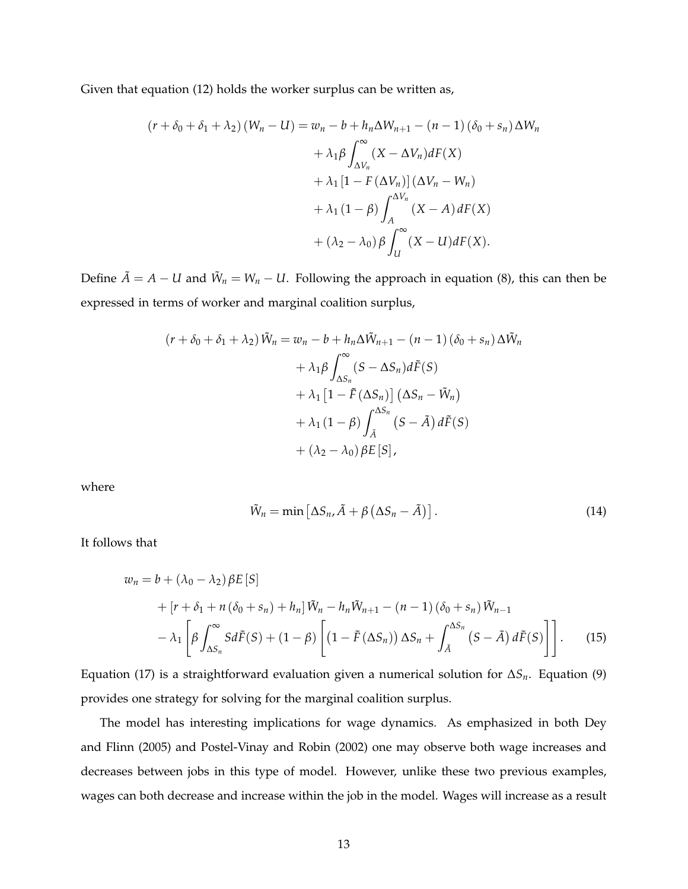Given that equation (12) holds the worker surplus can be written as,

$$
\begin{aligned}
(r+\delta_0+\delta_1+\lambda_2)(W_n-U) = w_n - b + h_n\Delta W_{n+1} - (n-1)(\delta_0+s_n)\Delta W_n \\
+ \lambda_1\beta\int_{\Delta V_n}^{\infty}(X-\Delta V_n)dF(X) \\
+ \lambda_1\left[1-F(\Delta V_n)\right](\Delta V_n - W_n) \\
+ \lambda_1(1-\beta)\int_{A}^{\Delta V_n}(X-A)\,dF(X) \\
+ (\lambda_2-\lambda_0)\beta\int_{U}^{\infty}(X-U)dF(X).
\end{aligned}
$$

Define $\tilde{A} = A - U$ and $\tilde{W}_n = W_n - U$. Following the approach in equation (8), this can then be expressed in terms of worker and marginal coalition surplus,

$$
\begin{aligned}
(r+\delta_0+\delta_1+\lambda_2)\tilde{W}_n = w_n - b + h_n\Delta\tilde{W}_{n+1} - (n-1)(\delta_0+s_n)\Delta\tilde{W}_n \\
+ \lambda_1\beta\int_{\Delta S_n}^{\infty}(S-\Delta S_n)d\tilde{F}(S) \\
+ \lambda_1\left[1-\tilde{F}(\Delta S_n)\right]\left(\Delta S_n - \tilde{W}_n\right) \\
+ \lambda_1(1-\beta)\int_{\tilde{A}}^{\Delta S_n}\left(S-\tilde{A}\right)d\tilde{F}(S) \\
+ (\lambda_2-\lambda_0)\beta E\left[S\right],
\end{aligned}
$$

where

$$
\tilde{W}_n = \min\left[\Delta S_n, \tilde{A} + \beta\left(\Delta S_n - \tilde{A}\right)\right]. \tag{14}
$$

It follows that

$$
\begin{aligned}
w_n = {} & b + (\lambda_0-\lambda_2)\beta E\left[S\right] \\
& + \left[r+\delta_1+n(\delta_0+s_n)+h_n\right]\tilde{W}_n - h_n\tilde{W}_{n+1} - (n-1)(\delta_0+s_n)\tilde{W}_{n-1} \\
& - \lambda_1\left[\beta\int_{\Delta S_n}^{\infty}S d\tilde{F}(S) + (1-\beta)\left[\left(1-\tilde{F}(\Delta S_n)\right)\Delta S_n + \int_{\tilde{A}}^{\Delta S_n}\left(S-\tilde{A}\right)d\tilde{F}(S)\right]\right].
\end{aligned} \tag{15}
$$

Equation (17) is a straightforward evaluation given a numerical solution for $\Delta S_n$. Equation (9) provides one strategy for solving for the marginal coalition surplus.

The model has interesting implications for wage dynamics. As emphasized in both Dey and Flinn (2005) and Postel-Vinay and Robin (2002) one may observe both wage increases and decreases between jobs in this type of model. However, unlike these two previous examples, wages can both decrease and increase within the job in the model. Wages will increase as a result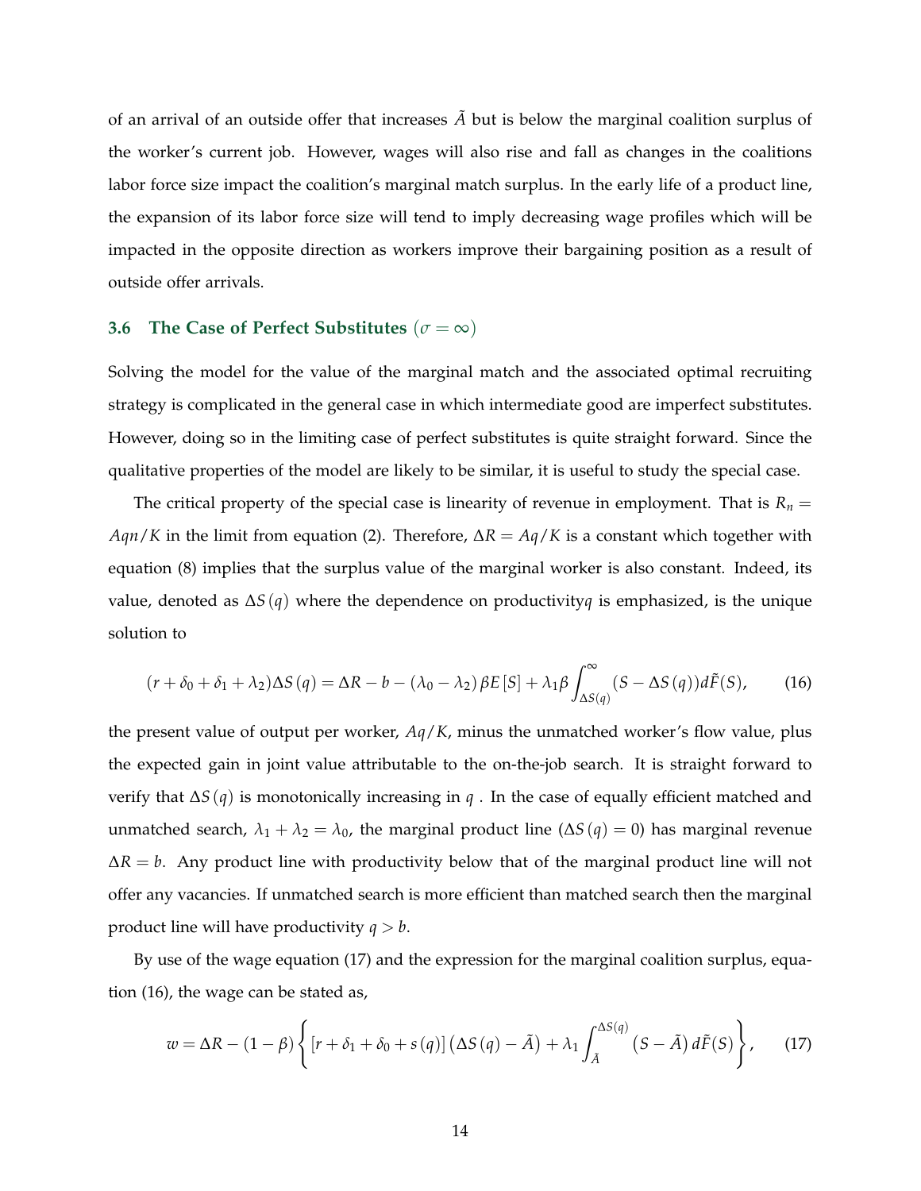of an arrival of an outside offer that increases $\tilde{A}$ but is below the marginal coalition surplus of the worker's current job. However, wages will also rise and fall as changes in the coalitions labor force size impact the coalition's marginal match surplus. In the early life of a product line, the expansion of its labor force size will tend to imply decreasing wage profiles which will be impacted in the opposite direction as workers improve their bargaining position as a result of outside offer arrivals.

### 3.6 The Case of Perfect Substitutes ($\sigma = \infty$)

Solving the model for the value of the marginal match and the associated optimal recruiting strategy is complicated in the general case in which intermediate good are imperfect substitutes. However, doing so in the limiting case of perfect substitutes is quite straight forward. Since the qualitative properties of the model are likely to be similar, it is useful to study the special case.

The critical property of the special case is linearity of revenue in employment. That is $R_n = Aqn/K$ in the limit from equation (2). Therefore, $\Delta R = Aq/K$ is a constant which together with equation (8) implies that the surplus value of the marginal worker is also constant. Indeed, its value, denoted as $\Delta S(q)$ where the dependence on productivity$q$ is emphasized, is the unique solution to

$$(r + \delta_0 + \delta_1 + \lambda_2)\Delta S(q) = \Delta R - b - (\lambda_0 - \lambda_2)\beta E[S] + \lambda_1 \beta \int_{\Delta S(q)}^{\infty} (S - \Delta S(q)) d\tilde{F}(S), \qquad (16)$$

the present value of output per worker, $Aq/K$, minus the unmatched worker's flow value, plus the expected gain in joint value attributable to the on-the-job search. It is straight forward to verify that $\Delta S(q)$ is monotonically increasing in $q$ . In the case of equally efficient matched and unmatched search, $\lambda_1 + \lambda_2 = \lambda_0$, the marginal product line ($\Delta S(q) = 0$) has marginal revenue $\Delta R = b$. Any product line with productivity below that of the marginal product line will not offer any vacancies. If unmatched search is more efficient than matched search then the marginal product line will have productivity $q > b$.

By use of the wage equation (17) and the expression for the marginal coalition surplus, equation (16), the wage can be stated as,

$$w = \Delta R - (1 - \beta)\left\{ [r + \delta_1 + \delta_0 + s(q)] \left(\Delta S(q) - \tilde{A}\right) + \lambda_1 \int_{\tilde{A}}^{\Delta S(q)} \left(S - \tilde{A}\right) d\tilde{F}(S) \right\}, \qquad (17)$$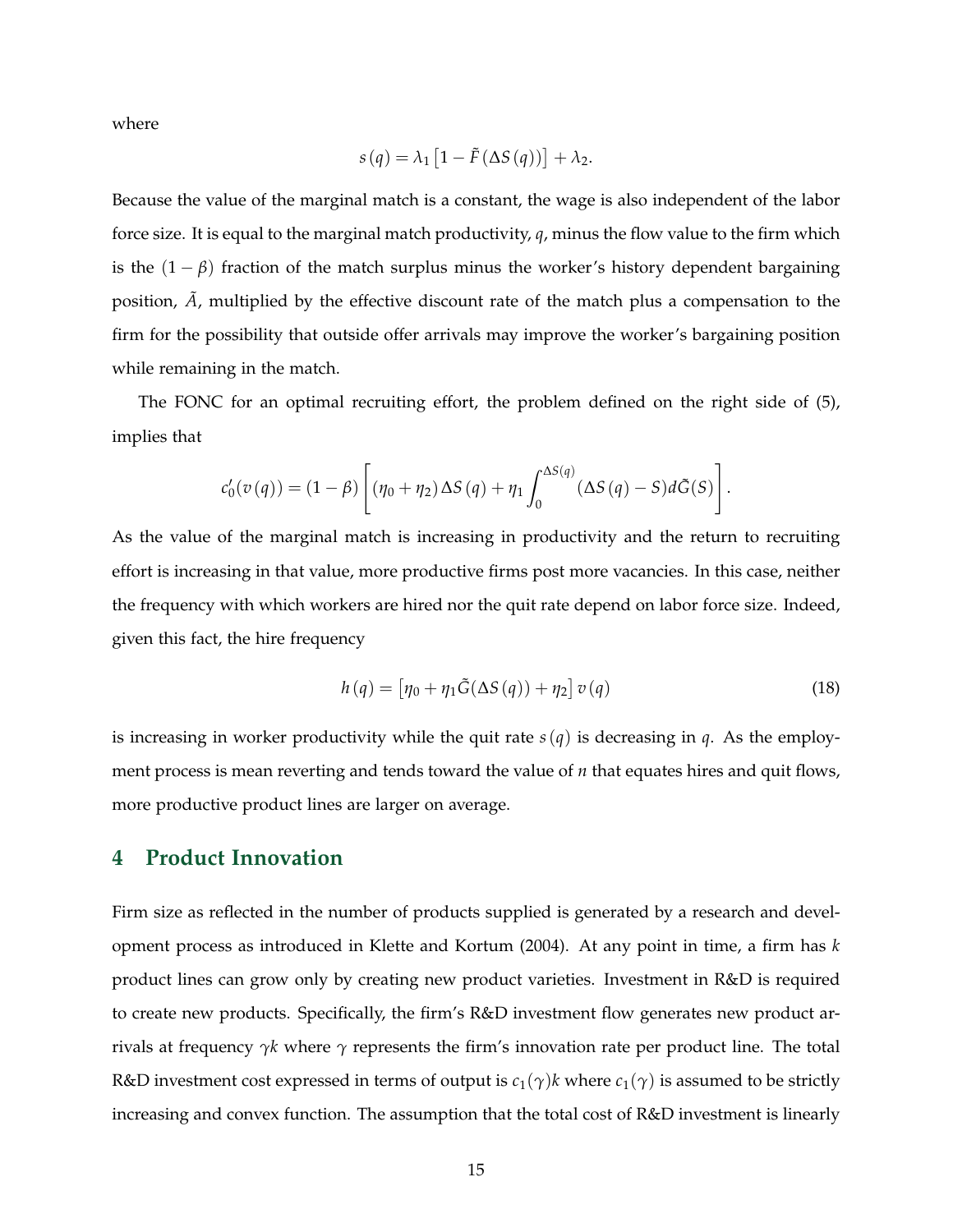where

$$s(q) = \lambda_1 \left[1 - \tilde{F}(\Delta S(q))\right] + \lambda_2.$$

Because the value of the marginal match is a constant, the wage is also independent of the labor force size. It is equal to the marginal match productivity, $q$, minus the flow value to the firm which is the $(1-\beta)$ fraction of the match surplus minus the worker's history dependent bargaining position, $\tilde{A}$, multiplied by the effective discount rate of the match plus a compensation to the firm for the possibility that outside offer arrivals may improve the worker's bargaining position while remaining in the match.

The FONC for an optimal recruiting effort, the problem defined on the right side of (5), implies that

$$c_0'(v(q)) = (1-\beta)\left[(\eta_0 + \eta_2)\Delta S(q) + \eta_1 \int_0^{\Delta S(q)} (\Delta S(q) - S) d\tilde{G}(S)\right].$$

As the value of the marginal match is increasing in productivity and the return to recruiting effort is increasing in that value, more productive firms post more vacancies. In this case, neither the frequency with which workers are hired nor the quit rate depend on labor force size. Indeed, given this fact, the hire frequency

$$h(q) = \left[\eta_0 + \eta_1 \tilde{G}(\Delta S(q)) + \eta_2\right] v(q) \tag{18}$$

is increasing in worker productivity while the quit rate $s(q)$ is decreasing in $q$. As the employment process is mean reverting and tends toward the value of $n$ that equates hires and quit flows, more productive product lines are larger on average.

## 4 Product Innovation

Firm size as reflected in the number of products supplied is generated by a research and development process as introduced in Klette and Kortum (2004). At any point in time, a firm has $k$ product lines can grow only by creating new product varieties. Investment in R&D is required to create new products. Specifically, the firm's R&D investment flow generates new product arrivals at frequency $\gamma k$ where $\gamma$ represents the firm's innovation rate per product line. The total R&D investment cost expressed in terms of output is $c_1(\gamma)k$ where $c_1(\gamma)$ is assumed to be strictly increasing and convex function. The assumption that the total cost of R&D investment is linearly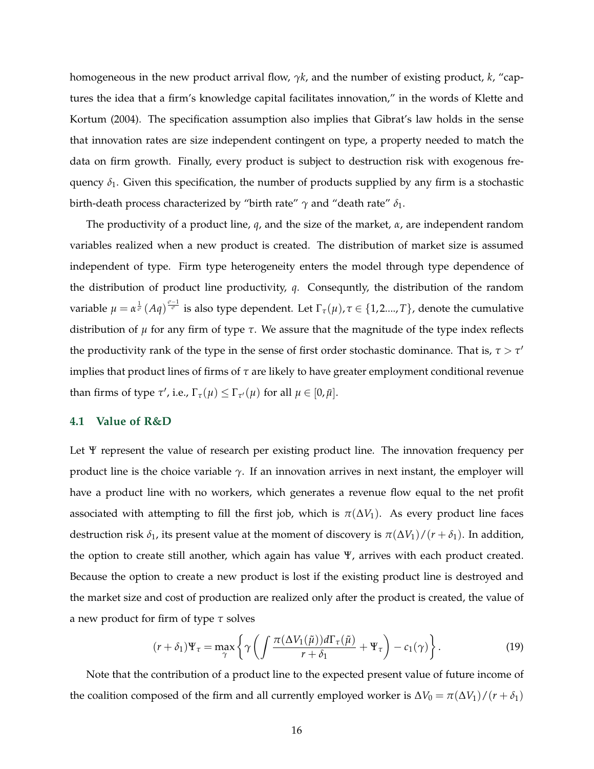homogeneous in the new product arrival flow, $\gamma k$, and the number of existing product, $k$, "captures the idea that a firm's knowledge capital facilitates innovation," in the words of Klette and Kortum (2004). The specification assumption also implies that Gibrat's law holds in the sense that innovation rates are size independent contingent on type, a property needed to match the data on firm growth. Finally, every product is subject to destruction risk with exogenous frequency $\delta_1$. Given this specification, the number of products supplied by any firm is a stochastic birth-death process characterized by "birth rate" $\gamma$ and "death rate" $\delta_1$.

The productivity of a product line, $q$, and the size of the market, $\alpha$, are independent random variables realized when a new product is created. The distribution of market size is assumed independent of type. Firm type heterogeneity enters the model through type dependence of the distribution of product line productivity, $q$. Consequntly, the distribution of the random variable $\mu = \alpha^{\frac{1}{\sigma}} (Aq)^{\frac{\sigma-1}{\sigma}}$ is also type dependent. Let $\Gamma_\tau(\mu), \tau \in \{1,2....,T\}$, denote the cumulative distribution of $\mu$ for any firm of type $\tau$. We assure that the magnitude of the type index reflects the productivity rank of the type in the sense of first order stochastic dominance. That is, $\tau > \tau'$ implies that product lines of firms of $\tau$ are likely to have greater employment conditional revenue than firms of type $\tau'$, i.e., $\Gamma_\tau(\mu) \leq \Gamma_{\tau'}(\mu)$ for all $\mu \in [0, \bar{\mu}]$.

### 4.1 Value of R&D

Let $\Psi$ represent the value of research per existing product line. The innovation frequency per product line is the choice variable $\gamma$. If an innovation arrives in next instant, the employer will have a product line with no workers, which generates a revenue flow equal to the net profit associated with attempting to fill the first job, which is $\pi(\Delta V_1)$. As every product line faces destruction risk $\delta_1$, its present value at the moment of discovery is $\pi(\Delta V_1)/(r + \delta_1)$. In addition, the option to create still another, which again has value $\Psi$, arrives with each product created. Because the option to create a new product is lost if the existing product line is destroyed and the market size and cost of production are realized only after the product is created, the value of a new product for firm of type $\tau$ solves

$$(r + \delta_1)\Psi_\tau = \max_\gamma \left\{ \gamma \left( \int \frac{\pi(\Delta V_1(\tilde{\mu})) d\Gamma_\tau(\tilde{\mu})}{r + \delta_1} + \Psi_\tau \right) - c_1(\gamma) \right\}. \tag{19}$$

Note that the contribution of a product line to the expected present value of future income of the coalition composed of the firm and all currently employed worker is $\Delta V_0 = \pi(\Delta V_1)/(r + \delta_1)$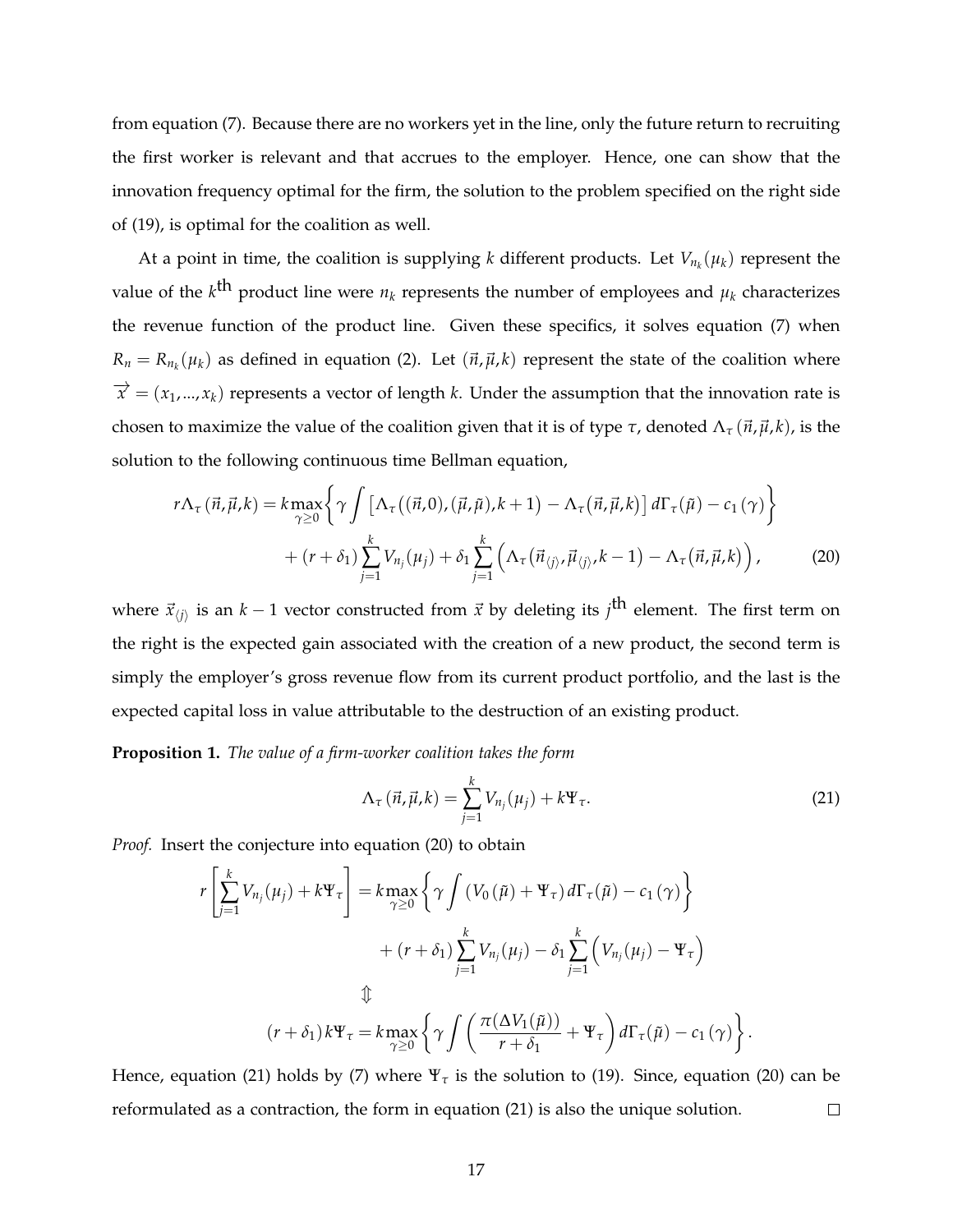from equation (7). Because there are no workers yet in the line, only the future return to recruiting the first worker is relevant and that accrues to the employer. Hence, one can show that the innovation frequency optimal for the firm, the solution to the problem specified on the right side of (19), is optimal for the coalition as well.

At a point in time, the coalition is supplying $k$ different products. Let $V_{n_k}(\mu_k)$ represent the value of the $k^{\text{th}}$ product line were $n_k$ represents the number of employees and $\mu_k$ characterizes the revenue function of the product line. Given these specifics, it solves equation (7) when $R_n = R_{n_k}(\mu_k)$ as defined in equation (2). Let $(\vec{n},\vec{\mu},k)$ represent the state of the coalition where $\overrightarrow{x} = (x_1,...,x_k)$ represents a vector of length $k$. Under the assumption that the innovation rate is chosen to maximize the value of the coalition given that it is of type $\tau$, denoted $\Lambda_\tau(\vec{n},\vec{\mu},k)$, is the solution to the following continuous time Bellman equation,

$$
\begin{aligned}
r\Lambda_\tau(\vec{n},\vec{\mu},k) = k\max_{\gamma\geq 0}&\left\{\gamma\int\left[\Lambda_\tau\big((\vec{n},0),(\vec{\mu},\tilde{\mu}),k+1\big) - \Lambda_\tau\big(\vec{n},\vec{\mu},k\big)\right]d\Gamma_\tau(\tilde{\mu}) - c_1(\gamma)\right\} \\
&+ (r+\delta_1)\sum_{j=1}^{k} V_{n_j}(\mu_j) + \delta_1\sum_{j=1}^{k}\Big(\Lambda_\tau\big(\vec{n}_{\langle j\rangle},\vec{\mu}_{\langle j\rangle},k-1\big) - \Lambda_\tau\big(\vec{n},\vec{\mu},k\big)\Big), \qquad (20)
\end{aligned}
$$

where $\vec{x}_{\langle j\rangle}$ is an $k-1$ vector constructed from $\vec{x}$ by deleting its $j^{\text{th}}$ element. The first term on the right is the expected gain associated with the creation of a new product, the second term is simply the employer's gross revenue flow from its current product portfolio, and the last is the expected capital loss in value attributable to the destruction of an existing product.

**Proposition 1.** *The value of a firm-worker coalition takes the form*

$$
\Lambda_\tau(\vec{n},\vec{\mu},k) = \sum_{j=1}^{k} V_{n_j}(\mu_j) + k\Psi_\tau. \qquad (21)
$$

*Proof.* Insert the conjecture into equation (20) to obtain

$$
\begin{aligned}
r\left[\sum_{j=1}^{k} V_{n_j}(\mu_j) + k\Psi_\tau\right] &= k\max_{\gamma\geq 0}\left\{\gamma\int\left(V_0(\tilde{\mu}) + \Psi_\tau\right)d\Gamma_\tau(\tilde{\mu}) - c_1(\gamma)\right\} \\
&\quad + (r+\delta_1)\sum_{j=1}^{k} V_{n_j}(\mu_j) - \delta_1\sum_{j=1}^{k}\Big(V_{n_j}(\mu_j) - \Psi_\tau\Big) \\
&\Updownarrow \\
(r+\delta_1)k\Psi_\tau &= k\max_{\gamma\geq 0}\left\{\gamma\int\left(\frac{\pi(\Delta V_1(\tilde{\mu}))}{r+\delta_1} + \Psi_\tau\right)d\Gamma_\tau(\tilde{\mu}) - c_1(\gamma)\right\}.
\end{aligned}
$$

Hence, equation (21) holds by (7) where $\Psi_\tau$ is the solution to (19). Since, equation (20) can be reformulated as a contraction, the form in equation (21) is also the unique solution. $\square$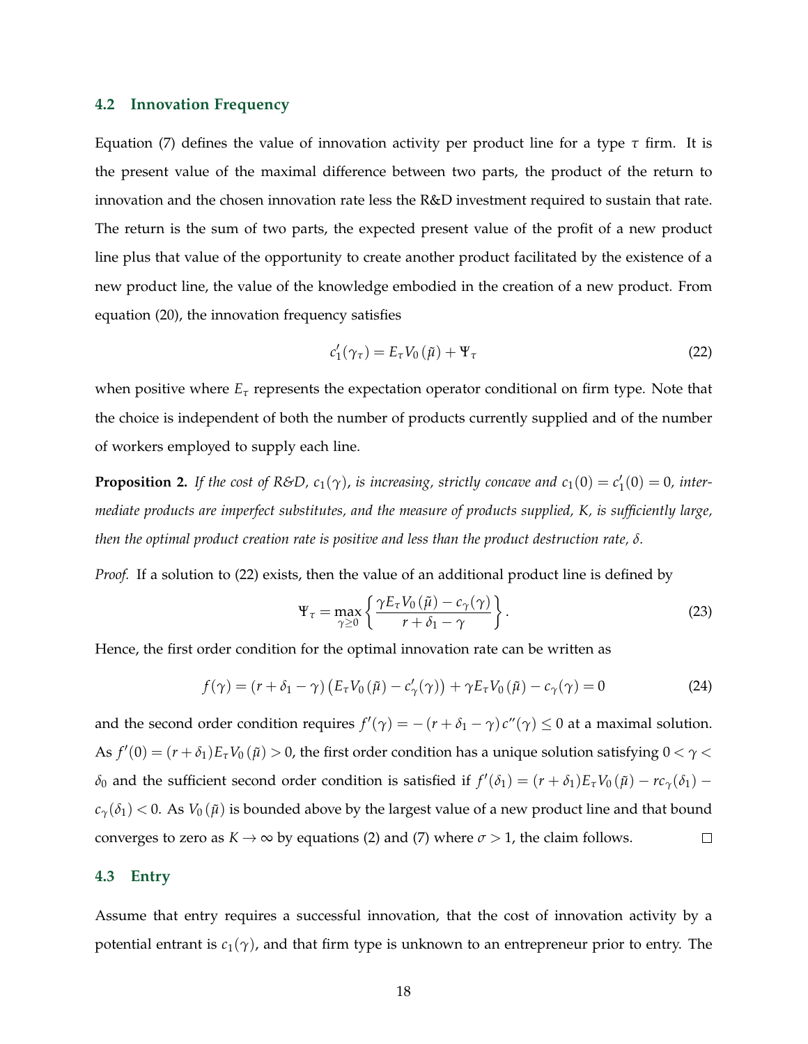### 4.2 Innovation Frequency

Equation (7) defines the value of innovation activity per product line for a type $\tau$ firm. It is the present value of the maximal difference between two parts, the product of the return to innovation and the chosen innovation rate less the R&D investment required to sustain that rate. The return is the sum of two parts, the expected present value of the profit of a new product line plus that value of the opportunity to create another product facilitated by the existence of a new product line, the value of the knowledge embodied in the creation of a new product. From equation (20), the innovation frequency satisfies

$$c_1'(\gamma_\tau) = E_\tau V_0(\tilde{\mu}) + \Psi_\tau \tag{22}$$

when positive where $E_\tau$ represents the expectation operator conditional on firm type. Note that the choice is independent of both the number of products currently supplied and of the number of workers employed to supply each line.

**Proposition 2.** *If the cost of R&D, $c_1(\gamma)$, is increasing, strictly concave and $c_1(0) = c_1'(0) = 0$, intermediate products are imperfect substitutes, and the measure of products supplied, $K$, is sufficiently large, then the optimal product creation rate is positive and less than the product destruction rate, $\delta$.*

*Proof.* If a solution to (22) exists, then the value of an additional product line is defined by

$$\Psi_\tau = \max_{\gamma \geq 0} \left\{ \frac{\gamma E_\tau V_0(\tilde{\mu}) - c_\gamma(\gamma)}{r + \delta_1 - \gamma} \right\}. \tag{23}$$

Hence, the first order condition for the optimal innovation rate can be written as

$$f(\gamma) = (r + \delta_1 - \gamma)\left(E_\tau V_0(\tilde{\mu}) - c_\gamma'(\gamma)\right) + \gamma E_\tau V_0(\tilde{\mu}) - c_\gamma(\gamma) = 0 \tag{24}$$

and the second order condition requires $f'(\gamma) = -(r + \delta_1 - \gamma)c''(\gamma) \leq 0$ at a maximal solution. As $f'(0) = (r + \delta_1)E_\tau V_0(\tilde{\mu}) > 0$, the first order condition has a unique solution satisfying $0 < \gamma < \delta_0$ and the sufficient second order condition is satisfied if $f'(\delta_1) = (r + \delta_1)E_\tau V_0(\tilde{\mu}) - rc_\gamma(\delta_1) - c_\gamma(\delta_1) < 0$. As $V_0(\tilde{\mu})$ is bounded above by the largest value of a new product line and that bound converges to zero as $K \to \infty$ by equations (2) and (7) where $\sigma > 1$, the claim follows. □

### 4.3 Entry

Assume that entry requires a successful innovation, that the cost of innovation activity by a potential entrant is $c_1(\gamma)$, and that firm type is unknown to an entrepreneur prior to entry. The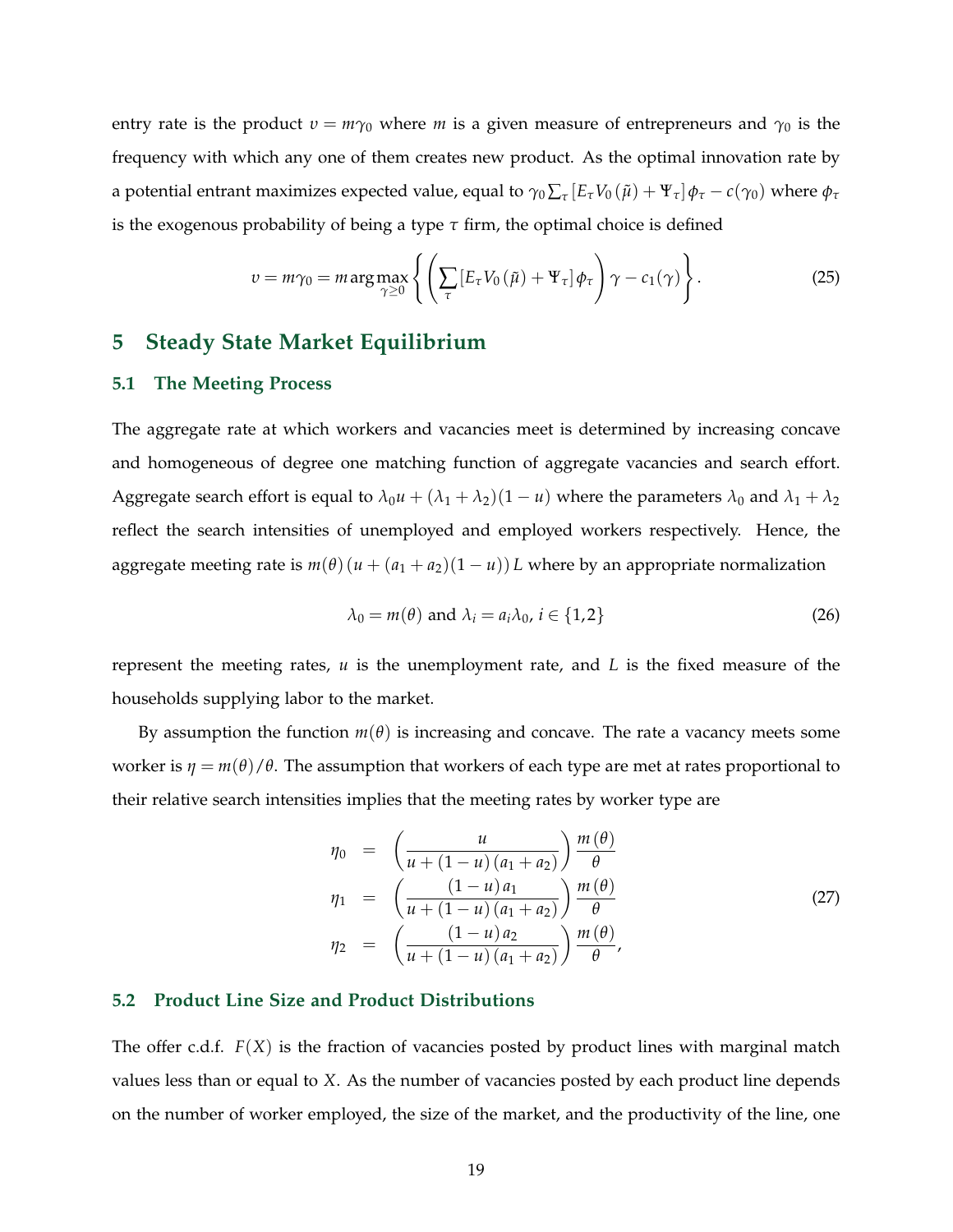entry rate is the product $\upsilon = m\gamma_0$ where $m$ is a given measure of entrepreneurs and $\gamma_0$ is the frequency with which any one of them creates new product. As the optimal innovation rate by a potential entrant maximizes expected value, equal to $\gamma_0 \sum_\tau [E_\tau V_0(\tilde{\mu}) + \Psi_\tau] \phi_\tau - c(\gamma_0)$ where $\phi_\tau$ is the exogenous probability of being a type $\tau$ firm, the optimal choice is defined

$$\upsilon = m\gamma_0 = m \arg\max_{\gamma \geq 0} \left\{ \left( \sum_\tau [E_\tau V_0(\tilde{\mu}) + \Psi_\tau] \phi_\tau \right) \gamma - c_1(\gamma) \right\}. \tag{25}$$

## 5 Steady State Market Equilibrium

### 5.1 The Meeting Process

The aggregate rate at which workers and vacancies meet is determined by increasing concave and homogeneous of degree one matching function of aggregate vacancies and search effort. Aggregate search effort is equal to $\lambda_0 u + (\lambda_1 + \lambda_2)(1-u)$ where the parameters $\lambda_0$ and $\lambda_1 + \lambda_2$ reflect the search intensities of unemployed and employed workers respectively. Hence, the aggregate meeting rate is $m(\theta)(u + (a_1 + a_2)(1-u))L$ where by an appropriate normalization

$$\lambda_0 = m(\theta) \text{ and } \lambda_i = a_i \lambda_0,\ i \in \{1,2\} \tag{26}$$

represent the meeting rates, $u$ is the unemployment rate, and $L$ is the fixed measure of the households supplying labor to the market.

By assumption the function $m(\theta)$ is increasing and concave. The rate a vacancy meets some worker is $\eta = m(\theta)/\theta$. The assumption that workers of each type are met at rates proportional to their relative search intensities implies that the meeting rates by worker type are

$$\begin{aligned}
\eta_0 &= \left( \frac{u}{u + (1-u)(a_1 + a_2)} \right) \frac{m(\theta)}{\theta} \\
\eta_1 &= \left( \frac{(1-u)a_1}{u + (1-u)(a_1 + a_2)} \right) \frac{m(\theta)}{\theta} \\
\eta_2 &= \left( \frac{(1-u)a_2}{u + (1-u)(a_1 + a_2)} \right) \frac{m(\theta)}{\theta},
\end{aligned} \tag{27}$$

### 5.2 Product Line Size and Product Distributions

The offer c.d.f. $F(X)$ is the fraction of vacancies posted by product lines with marginal match values less than or equal to $X$. As the number of vacancies posted by each product line depends on the number of worker employed, the size of the market, and the productivity of the line, one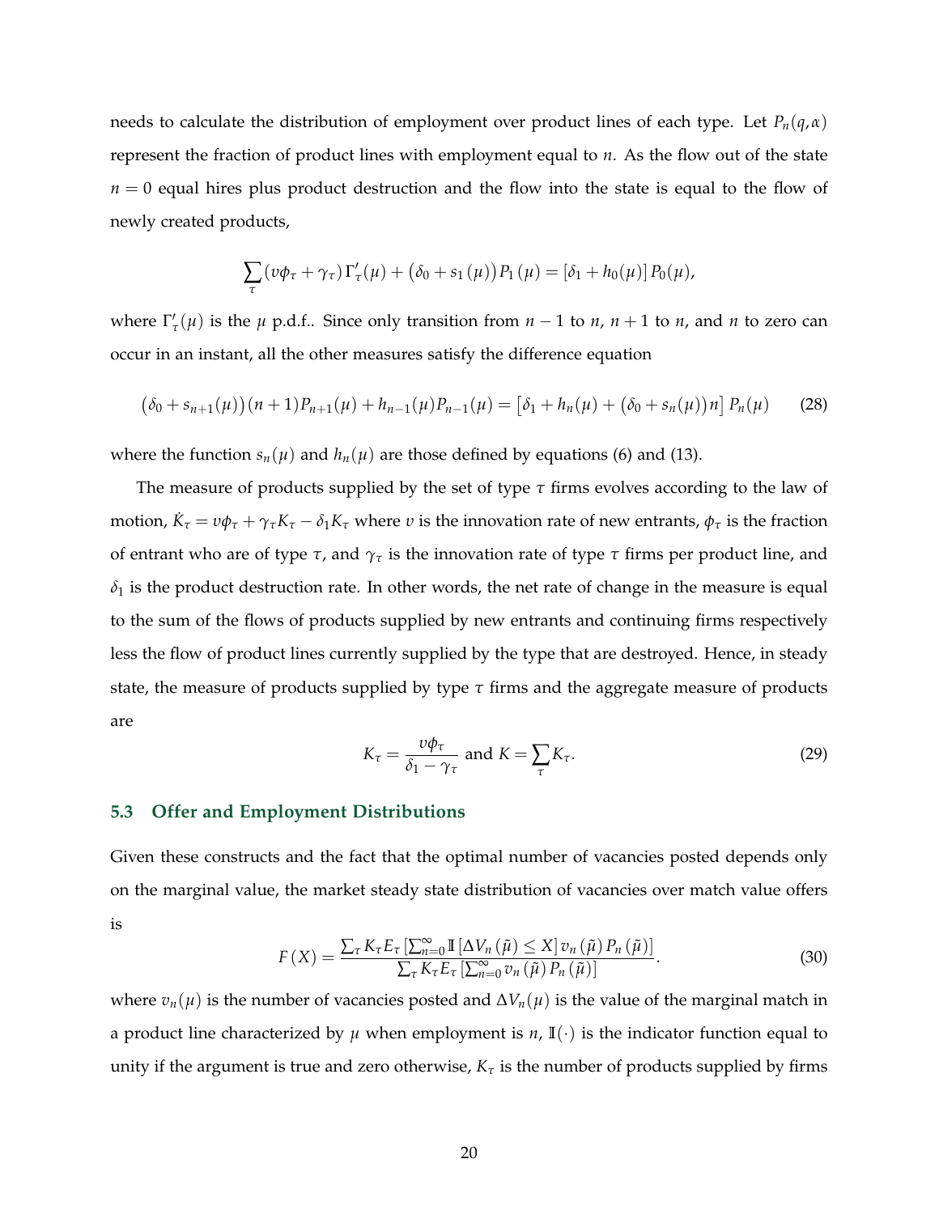needs to calculate the distribution of employment over product lines of each type. Let $P_n(q, \alpha)$ represent the fraction of product lines with employment equal to $n$. As the flow out of the state $n = 0$ equal hires plus product destruction and the flow into the state is equal to the flow of newly created products,

$$\sum_{\tau} \left(v\phi_\tau + \gamma_\tau\right) \Gamma'_\tau(\mu) + \left(\delta_0 + s_1\left(\mu\right)\right) P_1\left(\mu\right) = \left[\delta_1 + h_0(\mu)\right] P_0(\mu),$$

where $\Gamma'_\tau(\mu)$ is the $\mu$ p.d.f.. Since only transition from $n-1$ to $n$, $n+1$ to $n$, and $n$ to zero can occur in an instant, all the other measures satisfy the difference equation

$$\left(\delta_0 + s_{n+1}(\mu)\right)(n+1)P_{n+1}(\mu) + h_{n-1}(\mu)P_{n-1}(\mu) = \left[\delta_1 + h_n(\mu) + \left(\delta_0 + s_n(\mu)\right)n\right] P_n(\mu) \tag{28}$$

where the function $s_n(\mu)$ and $h_n(\mu)$ are those defined by equations (6) and (13).

The measure of products supplied by the set of type $\tau$ firms evolves according to the law of motion, $\dot{K}_\tau = v\phi_\tau + \gamma_\tau K_\tau - \delta_1 K_\tau$ where $v$ is the innovation rate of new entrants, $\phi_\tau$ is the fraction of entrant who are of type $\tau$, and $\gamma_\tau$ is the innovation rate of type $\tau$ firms per product line, and $\delta_1$ is the product destruction rate. In other words, the net rate of change in the measure is equal to the sum of the flows of products supplied by new entrants and continuing firms respectively less the flow of product lines currently supplied by the type that are destroyed. Hence, in steady state, the measure of products supplied by type $\tau$ firms and the aggregate measure of products are

$$K_\tau = \frac{v\phi_\tau}{\delta_1 - \gamma_\tau} \text{ and } K = \sum_\tau K_\tau. \tag{29}$$

### 5.3 Offer and Employment Distributions

Given these constructs and the fact that the optimal number of vacancies posted depends only on the marginal value, the market steady state distribution of vacancies over match value offers is

$$F\left(X\right) = \frac{\sum_\tau K_\tau E_\tau \left[\sum_{n=0}^{\infty} \mathbb{I}\left[\Delta V_n\left(\tilde{\mu}\right) \leq X\right] v_n\left(\tilde{\mu}\right) P_n\left(\tilde{\mu}\right)\right]}{\sum_\tau K_\tau E_\tau \left[\sum_{n=0}^{\infty} v_n\left(\tilde{\mu}\right) P_n\left(\tilde{\mu}\right)\right]}. \tag{30}$$

where $v_n(\mu)$ is the number of vacancies posted and $\Delta V_n(\mu)$ is the value of the marginal match in a product line characterized by $\mu$ when employment is $n$, $\mathbb{I}(\cdot)$ is the indicator function equal to unity if the argument is true and zero otherwise, $K_\tau$ is the number of products supplied by firms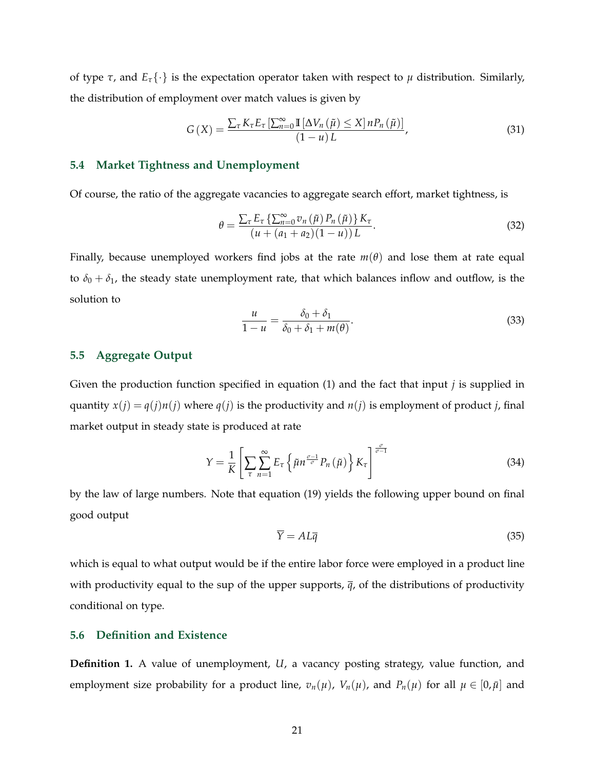of type $\tau$, and $E_\tau\{\cdot\}$ is the expectation operator taken with respect to $\mu$ distribution. Similarly, the distribution of employment over match values is given by

$$G(X) = \frac{\sum_\tau K_\tau E_\tau \left[\sum_{n=0}^{\infty} \mathbb{I}\left[\Delta V_n(\tilde{\mu}) \leq X\right] n P_n(\tilde{\mu})\right]}{(1-u)L}, \tag{31}$$

### 5.4 Market Tightness and Unemployment

Of course, the ratio of the aggregate vacancies to aggregate search effort, market tightness, is

$$\theta = \frac{\sum_\tau E_\tau \left\{\sum_{n=0}^{\infty} v_n(\tilde{\mu}) P_n(\tilde{\mu})\right\} K_\tau}{(u + (a_1 + a_2)(1-u)) L}. \tag{32}$$

Finally, because unemployed workers find jobs at the rate $m(\theta)$ and lose them at rate equal to $\delta_0 + \delta_1$, the steady state unemployment rate, that which balances inflow and outflow, is the solution to

$$\frac{u}{1-u} = \frac{\delta_0 + \delta_1}{\delta_0 + \delta_1 + m(\theta)}. \tag{33}$$

### 5.5 Aggregate Output

Given the production function specified in equation (1) and the fact that input $j$ is supplied in quantity $x(j) = q(j)n(j)$ where $q(j)$ is the productivity and $n(j)$ is employment of product $j$, final market output in steady state is produced at rate

$$Y = \frac{1}{K}\left[\sum_\tau \sum_{n=1}^{\infty} E_\tau \left\{\tilde{\mu} n^{\frac{\sigma-1}{\sigma}} P_n(\tilde{\mu})\right\} K_\tau\right]^{\frac{\sigma}{\sigma-1}} \tag{34}$$

by the law of large numbers. Note that equation (19) yields the following upper bound on final good output

$$\overline{Y} = AL\overline{q} \tag{35}$$

which is equal to what output would be if the entire labor force were employed in a product line with productivity equal to the sup of the upper supports, $\overline{q}$, of the distributions of productivity conditional on type.

### 5.6 Definition and Existence

**Definition 1.** A value of unemployment, $U$, a vacancy posting strategy, value function, and employment size probability for a product line, $v_n(\mu)$, $V_n(\mu)$, and $P_n(\mu)$ for all $\mu \in [0, \bar{\mu}]$ and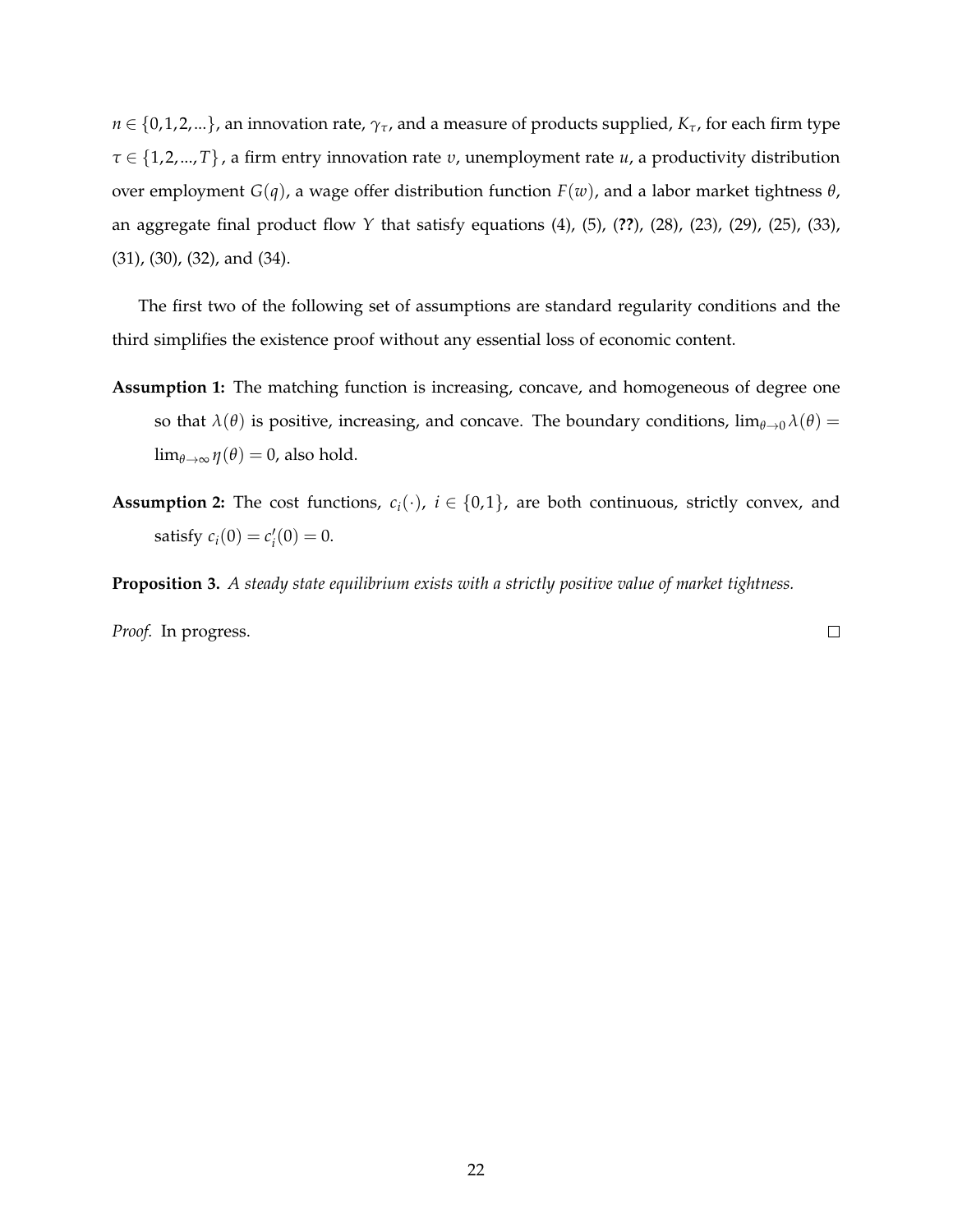$n \in \{0,1,2,...\}$, an innovation rate, $\gamma_\tau$, and a measure of products supplied, $K_\tau$, for each firm type $\tau \in \{1,2,...,T\}$, a firm entry innovation rate $\upsilon$, unemployment rate $u$, a productivity distribution over employment $G(q)$, a wage offer distribution function $F(w)$, and a labor market tightness $\theta$, an aggregate final product flow $Y$ that satisfy equations (4), (5), (**??**), (28), (23), (29), (25), (33), (31), (30), (32), and (34).

The first two of the following set of assumptions are standard regularity conditions and the third simplifies the existence proof without any essential loss of economic content.

**Assumption 1:** The matching function is increasing, concave, and homogeneous of degree one so that $\lambda(\theta)$ is positive, increasing, and concave. The boundary conditions, $\lim_{\theta \to 0} \lambda(\theta) = \lim_{\theta \to \infty} \eta(\theta) = 0$, also hold.

**Assumption 2:** The cost functions, $c_i(\cdot)$, $i \in \{0,1\}$, are both continuous, strictly convex, and satisfy $c_i(0) = c_i'(0) = 0$.

**Proposition 3.** *A steady state equilibrium exists with a strictly positive value of market tightness.*

*Proof.* In progress. □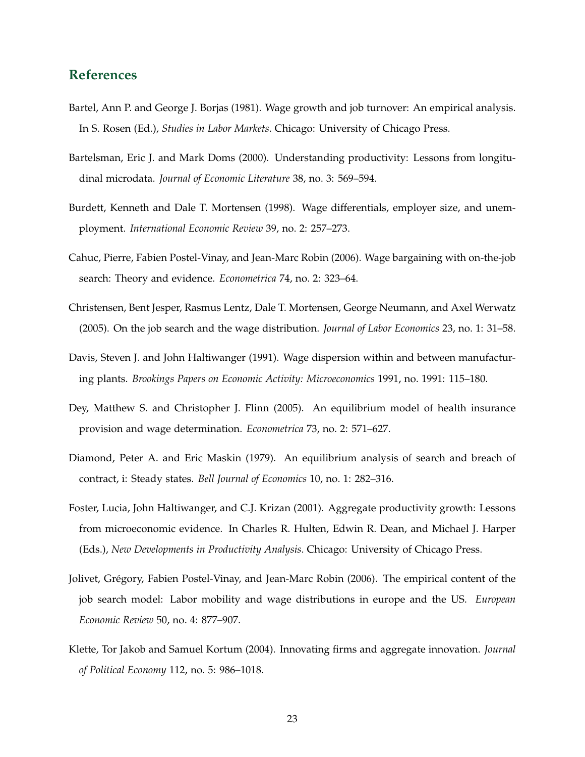## References

Bartel, Ann P. and George J. Borjas (1981). Wage growth and job turnover: An empirical analysis. In S. Rosen (Ed.), *Studies in Labor Markets*. Chicago: University of Chicago Press.

Bartelsman, Eric J. and Mark Doms (2000). Understanding productivity: Lessons from longitudinal microdata. *Journal of Economic Literature* 38, no. 3: 569–594.

Burdett, Kenneth and Dale T. Mortensen (1998). Wage differentials, employer size, and unemployment. *International Economic Review* 39, no. 2: 257–273.

Cahuc, Pierre, Fabien Postel-Vinay, and Jean-Marc Robin (2006). Wage bargaining with on-the-job search: Theory and evidence. *Econometrica* 74, no. 2: 323–64.

Christensen, Bent Jesper, Rasmus Lentz, Dale T. Mortensen, George Neumann, and Axel Werwatz (2005). On the job search and the wage distribution. *Journal of Labor Economics* 23, no. 1: 31–58.

Davis, Steven J. and John Haltiwanger (1991). Wage dispersion within and between manufacturing plants. *Brookings Papers on Economic Activity: Microeconomics* 1991, no. 1991: 115–180.

Dey, Matthew S. and Christopher J. Flinn (2005). An equilibrium model of health insurance provision and wage determination. *Econometrica* 73, no. 2: 571–627.

Diamond, Peter A. and Eric Maskin (1979). An equilibrium analysis of search and breach of contract, i: Steady states. *Bell Journal of Economics* 10, no. 1: 282–316.

Foster, Lucia, John Haltiwanger, and C.J. Krizan (2001). Aggregate productivity growth: Lessons from microeconomic evidence. In Charles R. Hulten, Edwin R. Dean, and Michael J. Harper (Eds.), *New Developments in Productivity Analysis*. Chicago: University of Chicago Press.

Jolivet, Grégory, Fabien Postel-Vinay, and Jean-Marc Robin (2006). The empirical content of the job search model: Labor mobility and wage distributions in europe and the US. *European Economic Review* 50, no. 4: 877–907.

Klette, Tor Jakob and Samuel Kortum (2004). Innovating firms and aggregate innovation. *Journal of Political Economy* 112, no. 5: 986–1018.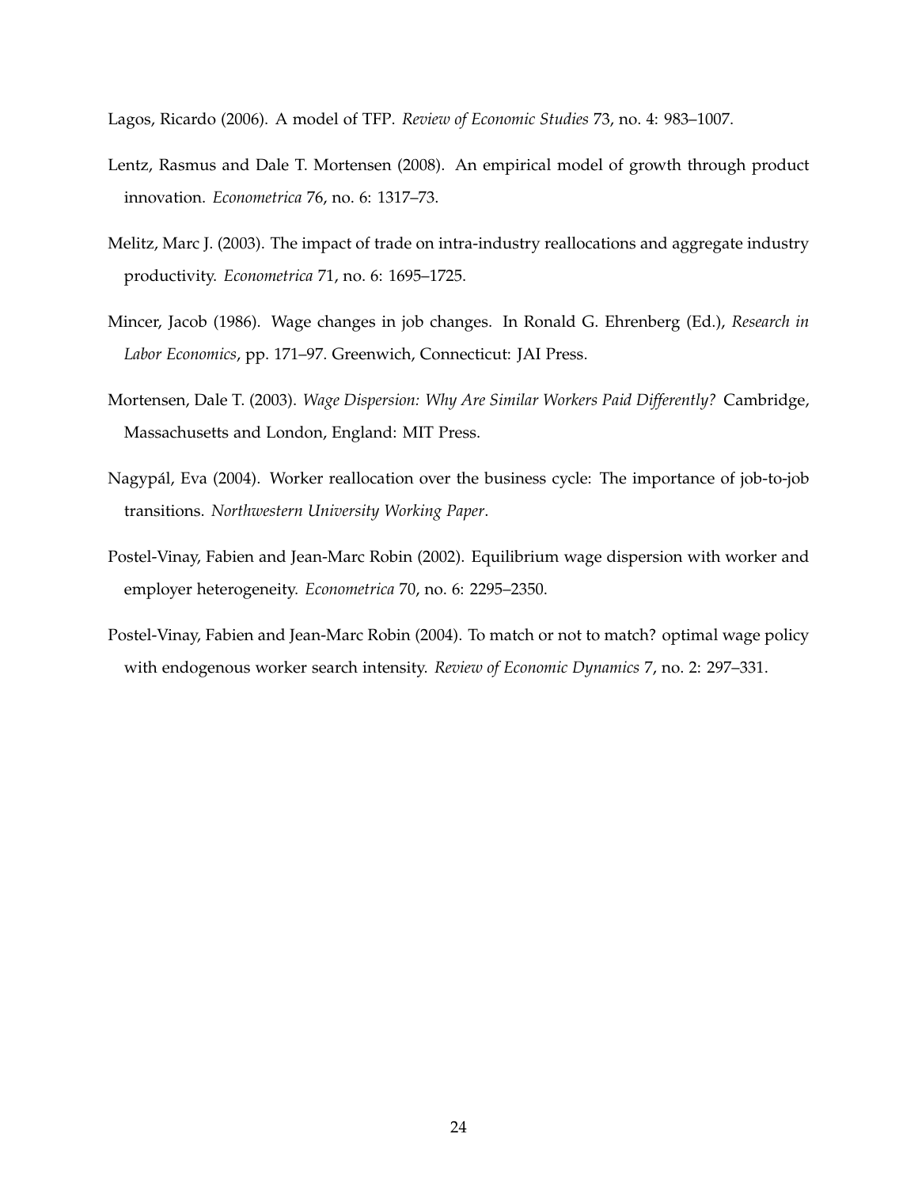Lagos, Ricardo (2006). A model of TFP. *Review of Economic Studies* 73, no. 4: 983–1007.

Lentz, Rasmus and Dale T. Mortensen (2008). An empirical model of growth through product innovation. *Econometrica* 76, no. 6: 1317–73.

Melitz, Marc J. (2003). The impact of trade on intra-industry reallocations and aggregate industry productivity. *Econometrica* 71, no. 6: 1695–1725.

Mincer, Jacob (1986). Wage changes in job changes. In Ronald G. Ehrenberg (Ed.), *Research in Labor Economics*, pp. 171–97. Greenwich, Connecticut: JAI Press.

Mortensen, Dale T. (2003). *Wage Dispersion: Why Are Similar Workers Paid Differently?* Cambridge, Massachusetts and London, England: MIT Press.

Nagypál, Eva (2004). Worker reallocation over the business cycle: The importance of job-to-job transitions. *Northwestern University Working Paper*.

Postel-Vinay, Fabien and Jean-Marc Robin (2002). Equilibrium wage dispersion with worker and employer heterogeneity. *Econometrica* 70, no. 6: 2295–2350.

Postel-Vinay, Fabien and Jean-Marc Robin (2004). To match or not to match? optimal wage policy with endogenous worker search intensity. *Review of Economic Dynamics* 7, no. 2: 297–331.